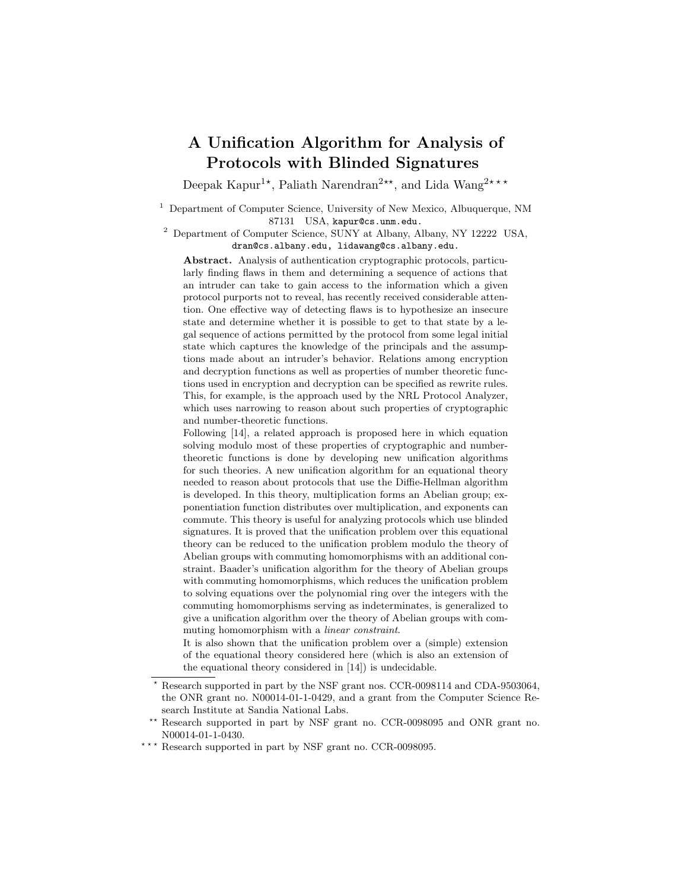# A Unification Algorithm for Analysis of Protocols with Blinded Signatures

Deepak Kapur[1*], Paliath Narendran[2**], and Lida Wang[2***]

[1] Department of Computer Science, University of New Mexico, Albuquerque, NM 87131 USA, kapur@cs.unm.edu.

[2] Department of Computer Science, SUNY at Albany, Albany, NY 12222 USA, dran@cs.albany.edu, lidawang@cs.albany.edu.

**Abstract.** Analysis of authentication cryptographic protocols, particularly finding flaws in them and determining a sequence of actions that an intruder can take to gain access to the information which a given protocol purports not to reveal, has recently received considerable attention. One effective way of detecting flaws is to hypothesize an insecure state and determine whether it is possible to get to that state by a legal sequence of actions permitted by the protocol from some legal initial state which captures the knowledge of the principals and the assumptions made about an intruder's behavior. Relations among encryption and decryption functions as well as properties of number theoretic functions used in encryption and decryption can be specified as rewrite rules. This, for example, is the approach used by the NRL Protocol Analyzer, which uses narrowing to reason about such properties of cryptographic and number-theoretic functions.

Following [14], a related approach is proposed here in which equation solving modulo most of these properties of cryptographic and number-theoretic functions is done by developing new unification algorithms for such theories. A new unification algorithm for an equational theory needed to reason about protocols that use the Diffie-Hellman algorithm is developed. In this theory, multiplication forms an Abelian group; exponentiation function distributes over multiplication, and exponents can commute. This theory is useful for analyzing protocols which use blinded signatures. It is proved that the unification problem over this equational theory can be reduced to the unification problem modulo the theory of Abelian groups with commuting homomorphisms with an additional constraint. Baader's unification algorithm for the theory of Abelian groups with commuting homomorphisms, which reduces the unification problem to solving equations over the polynomial ring over the integers with the commuting homomorphisms serving as indeterminates, is generalized to give a unification algorithm over the theory of Abelian groups with commuting homomorphism with a *linear constraint*.

It is also shown that the unification problem over a (simple) extension of the equational theory considered here (which is also an extension of the equational theory considered in [14]) is undecidable.

---

\* Research supported in part by the NSF grant nos. CCR-0098114 and CDA-9503064, the ONR grant no. N00014-01-1-0429, and a grant from the Computer Science Research Institute at Sandia National Labs.

\*\* Research supported in part by NSF grant no. CCR-0098095 and ONR grant no. N00014-01-1-0430.

\*\*\* Research supported in part by NSF grant no. CCR-0098095.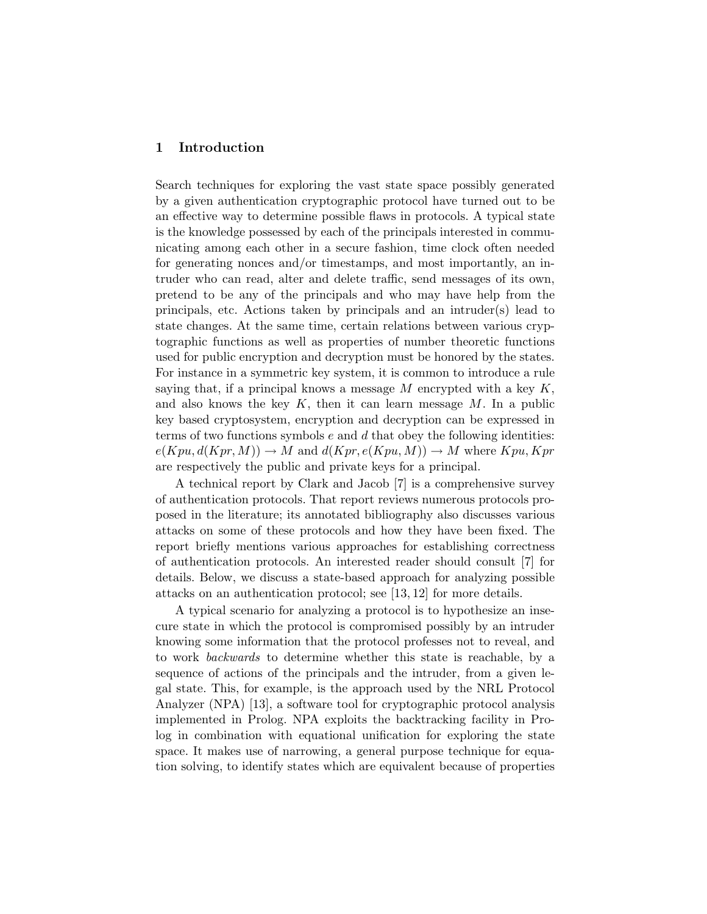## 1 Introduction

Search techniques for exploring the vast state space possibly generated by a given authentication cryptographic protocol have turned out to be an effective way to determine possible flaws in protocols. A typical state is the knowledge possessed by each of the principals interested in communicating among each other in a secure fashion, time clock often needed for generating nonces and/or timestamps, and most importantly, an intruder who can read, alter and delete traffic, send messages of its own, pretend to be any of the principals and who may have help from the principals, etc. Actions taken by principals and an intruder(s) lead to state changes. At the same time, certain relations between various cryptographic functions as well as properties of number theoretic functions used for public encryption and decryption must be honored by the states. For instance in a symmetric key system, it is common to introduce a rule saying that, if a principal knows a message $M$ encrypted with a key $K$, and also knows the key $K$, then it can learn message $M$. In a public key based cryptosystem, encryption and decryption can be expressed in terms of two functions symbols $e$ and $d$ that obey the following identities: $e(Kpu, d(Kpr, M)) \rightarrow M$ and $d(Kpr, e(Kpu, M)) \rightarrow M$ where $Kpu, Kpr$ are respectively the public and private keys for a principal.

A technical report by Clark and Jacob [7] is a comprehensive survey of authentication protocols. That report reviews numerous protocols proposed in the literature; its annotated bibliography also discusses various attacks on some of these protocols and how they have been fixed. The report briefly mentions various approaches for establishing correctness of authentication protocols. An interested reader should consult [7] for details. Below, we discuss a state-based approach for analyzing possible attacks on an authentication protocol; see [13, 12] for more details.

A typical scenario for analyzing a protocol is to hypothesize an insecure state in which the protocol is compromised possibly by an intruder knowing some information that the protocol professes not to reveal, and to work *backwards* to determine whether this state is reachable, by a sequence of actions of the principals and the intruder, from a given legal state. This, for example, is the approach used by the NRL Protocol Analyzer (NPA) [13], a software tool for cryptographic protocol analysis implemented in Prolog. NPA exploits the backtracking facility in Prolog in combination with equational unification for exploring the state space. It makes use of narrowing, a general purpose technique for equation solving, to identify states which are equivalent because of properties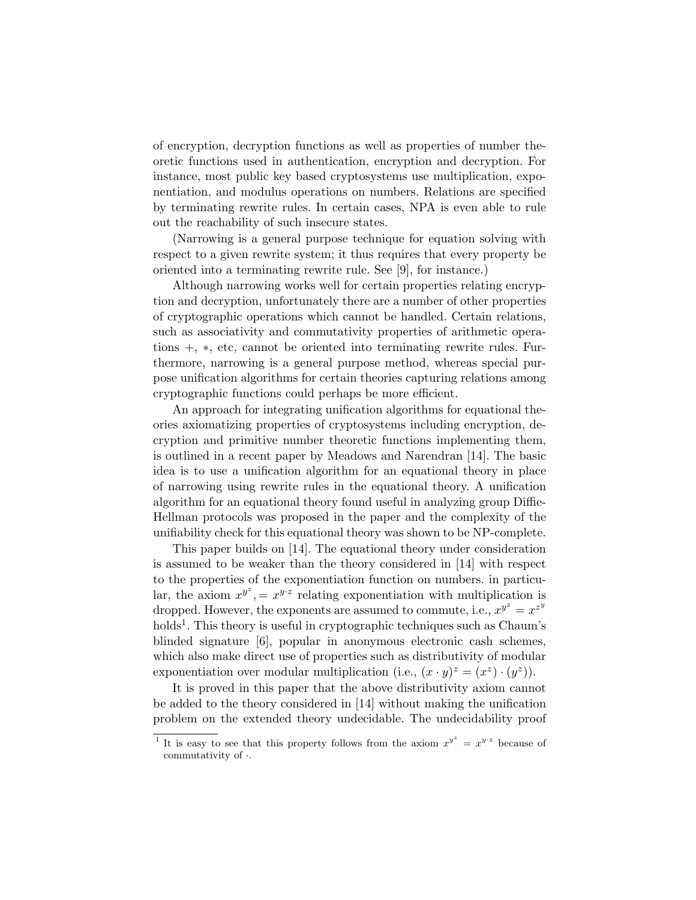of encryption, decryption functions as well as properties of number theoretic functions used in authentication, encryption and decryption. For instance, most public key based cryptosystems use multiplication, exponentiation, and modulus operations on numbers. Relations are specified by terminating rewrite rules. In certain cases, NPA is even able to rule out the reachability of such insecure states.

(Narrowing is a general purpose technique for equation solving with respect to a given rewrite system; it thus requires that every property be oriented into a terminating rewrite rule. See [9], for instance.)

Although narrowing works well for certain properties relating encryption and decryption, unfortunately there are a number of other properties of cryptographic operations which cannot be handled. Certain relations, such as associativity and commutativity properties of arithmetic operations $+$, $*$, etc, cannot be oriented into terminating rewrite rules. Furthermore, narrowing is a general purpose method, whereas special purpose unification algorithms for certain theories capturing relations among cryptographic functions could perhaps be more efficient.

An approach for integrating unification algorithms for equational theories axiomatizing properties of cryptosystems including encryption, decryption and primitive number theoretic functions implementing them, is outlined in a recent paper by Meadows and Narendran [14]. The basic idea is to use a unification algorithm for an equational theory in place of narrowing using rewrite rules in the equational theory. A unification algorithm for an equational theory found useful in analyzing group Diffie-Hellman protocols was proposed in the paper and the complexity of the unifiability check for this equational theory was shown to be NP-complete.

This paper builds on [14]. The equational theory under consideration is assumed to be weaker than the theory considered in [14] with respect to the properties of the exponentiation function on numbers. in particular, the axiom $x^{y^z}, = x^{y \cdot z}$ relating exponentiation with multiplication is dropped. However, the exponents are assumed to commute, i.e., $x^{y^z} = x^{z^y}$ holds[1]. This theory is useful in cryptographic techniques such as Chaum's blinded signature [6], popular in anonymous electronic cash schemes, which also make direct use of properties such as distributivity of modular exponentiation over modular multiplication (i.e., $(x \cdot y)^z = (x^z) \cdot (y^z)$).

It is proved in this paper that the above distributivity axiom cannot be added to the theory considered in [14] without making the unification problem on the extended theory undecidable. The undecidability proof

[1] It is easy to see that this property follows from the axiom $x^{y^z} = x^{y \cdot z}$ because of commutativity of $\cdot$.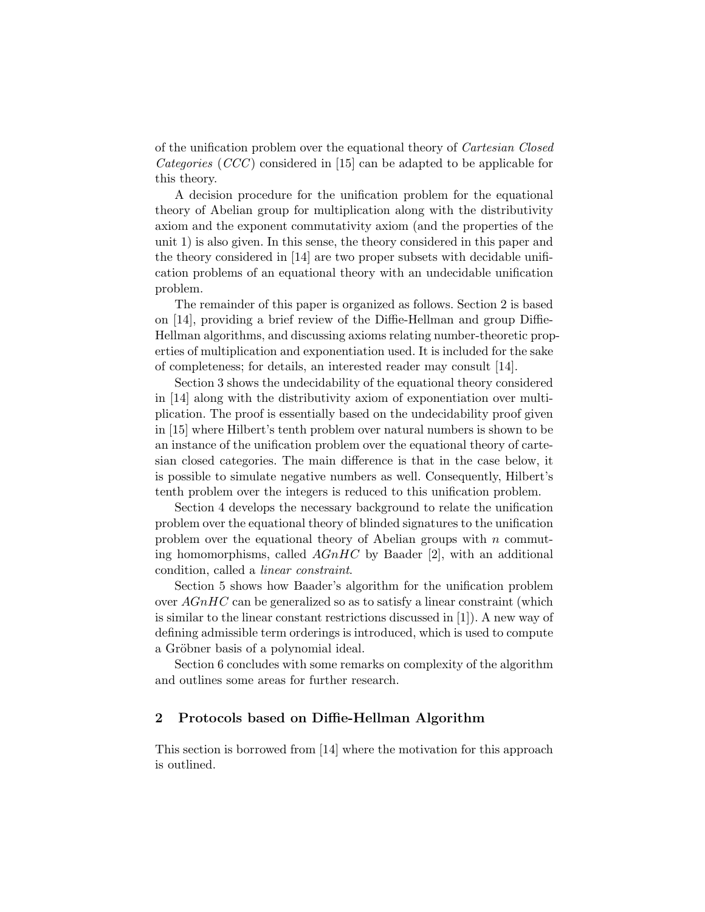of the unification problem over the equational theory of *Cartesian Closed Categories* (*CCC*) considered in [15] can be adapted to be applicable for this theory.

A decision procedure for the unification problem for the equational theory of Abelian group for multiplication along with the distributivity axiom and the exponent commutativity axiom (and the properties of the unit 1) is also given. In this sense, the theory considered in this paper and the theory considered in [14] are two proper subsets with decidable unification problems of an equational theory with an undecidable unification problem.

The remainder of this paper is organized as follows. Section 2 is based on [14], providing a brief review of the Diffie-Hellman and group Diffie-Hellman algorithms, and discussing axioms relating number-theoretic properties of multiplication and exponentiation used. It is included for the sake of completeness; for details, an interested reader may consult [14].

Section 3 shows the undecidability of the equational theory considered in [14] along with the distributivity axiom of exponentiation over multiplication. The proof is essentially based on the undecidability proof given in [15] where Hilbert's tenth problem over natural numbers is shown to be an instance of the unification problem over the equational theory of cartesian closed categories. The main difference is that in the case below, it is possible to simulate negative numbers as well. Consequently, Hilbert's tenth problem over the integers is reduced to this unification problem.

Section 4 develops the necessary background to relate the unification problem over the equational theory of blinded signatures to the unification problem over the equational theory of Abelian groups with $n$ commuting homomorphisms, called *AGnHC* by Baader [2], with an additional condition, called a *linear constraint*.

Section 5 shows how Baader's algorithm for the unification problem over *AGnHC* can be generalized so as to satisfy a linear constraint (which is similar to the linear constant restrictions discussed in [1]). A new way of defining admissible term orderings is introduced, which is used to compute a Gröbner basis of a polynomial ideal.

Section 6 concludes with some remarks on complexity of the algorithm and outlines some areas for further research.

## 2 Protocols based on Diffie-Hellman Algorithm

This section is borrowed from [14] where the motivation for this approach is outlined.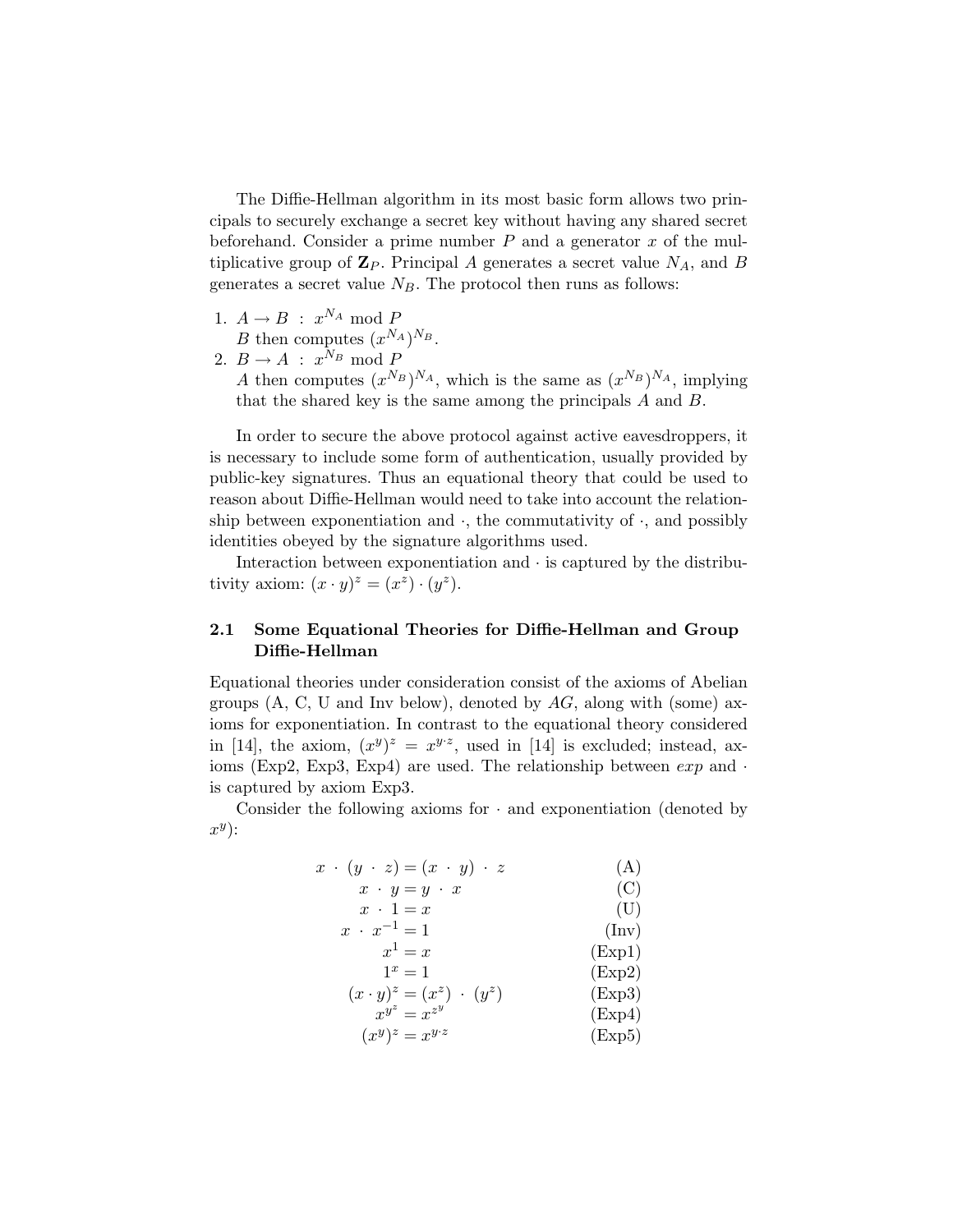The Diffie-Hellman algorithm in its most basic form allows two principals to securely exchange a secret key without having any shared secret beforehand. Consider a prime number $P$ and a generator $x$ of the multiplicative group of $\mathbf{Z}_P$. Principal $A$ generates a secret value $N_A$, and $B$ generates a secret value $N_B$. The protocol then runs as follows:

1. $A \rightarrow B \ : \ x^{N_A} \bmod P$
   $B$ then computes $(x^{N_A})^{N_B}$.
2. $B \rightarrow A \ : \ x^{N_B} \bmod P$
   $A$ then computes $(x^{N_B})^{N_A}$, which is the same as $(x^{N_B})^{N_A}$, implying that the shared key is the same among the principals $A$ and $B$.

In order to secure the above protocol against active eavesdroppers, it is necessary to include some form of authentication, usually provided by public-key signatures. Thus an equational theory that could be used to reason about Diffie-Hellman would need to take into account the relationship between exponentiation and $\cdot$, the commutativity of $\cdot$, and possibly identities obeyed by the signature algorithms used.

Interaction between exponentiation and $\cdot$ is captured by the distributivity axiom: $(x \cdot y)^z = (x^z) \cdot (y^z)$.

### 2.1 Some Equational Theories for Diffie-Hellman and Group Diffie-Hellman

Equational theories under consideration consist of the axioms of Abelian groups (A, C, U and Inv below), denoted by $AG$, along with (some) axioms for exponentiation. In contrast to the equational theory considered in [14], the axiom, $(x^y)^z = x^{y \cdot z}$, used in [14] is excluded; instead, axioms (Exp2, Exp3, Exp4) are used. The relationship between $exp$ and $\cdot$ is captured by axiom Exp3.

Consider the following axioms for $\cdot$ and exponentiation (denoted by $x^y$):

$$x \cdot (y \cdot z) = (x \cdot y) \cdot z \qquad \text{(A)}$$

$$x \cdot y = y \cdot x \qquad \text{(C)}$$

$$x \cdot 1 = x \qquad \text{(U)}$$

$$x \cdot x^{-1} = 1 \qquad \text{(Inv)}$$

$$x^1 = x \qquad \text{(Exp1)}$$

$$1^x = 1 \qquad \text{(Exp2)}$$

$$(x \cdot y)^z = (x^z) \cdot (y^z) \qquad \text{(Exp3)}$$

$$x^{y^z} = x^{z^y} \qquad \text{(Exp4)}$$

$$(x^y)^z = x^{y \cdot z} \qquad \text{(Exp5)}$$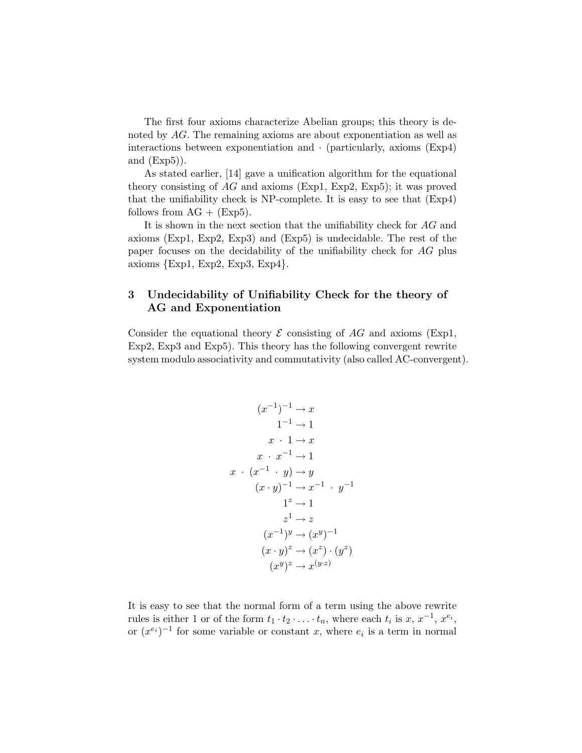The first four axioms characterize Abelian groups; this theory is denoted by $AG$. The remaining axioms are about exponentiation as well as interactions between exponentiation and $\cdot$ (particularly, axioms (Exp4) and (Exp5)).

As stated earlier, [14] gave a unification algorithm for the equational theory consisting of $AG$ and axioms (Exp1, Exp2, Exp5); it was proved that the unifiability check is NP-complete. It is easy to see that (Exp4) follows from AG + (Exp5).

It is shown in the next section that the unifiability check for $AG$ and axioms (Exp1, Exp2, Exp3) and (Exp5) is undecidable. The rest of the paper focuses on the decidability of the unifiability check for $AG$ plus axioms {Exp1, Exp2, Exp3, Exp4}.

## 3 Undecidability of Unifiability Check for the theory of AG and Exponentiation

Consider the equational theory $\mathcal{E}$ consisting of $AG$ and axioms (Exp1, Exp2, Exp3 and Exp5). This theory has the following convergent rewrite system modulo associativity and commutativity (also called AC-convergent).

$$
\begin{aligned}
(x^{-1})^{-1} &\rightarrow x \\
1^{-1} &\rightarrow 1 \\
x \ \cdot \ 1 &\rightarrow x \\
x \ \cdot \ x^{-1} &\rightarrow 1 \\
x \ \cdot \ (x^{-1} \ \cdot \ y) &\rightarrow y \\
(x \cdot y)^{-1} &\rightarrow x^{-1} \ \cdot \ y^{-1} \\
1^{z} &\rightarrow 1 \\
z^{1} &\rightarrow z \\
(x^{-1})^{y} &\rightarrow (x^{y})^{-1} \\
(x \cdot y)^{z} &\rightarrow (x^{z}) \cdot (y^{z}) \\
(x^{y})^{z} &\rightarrow x^{(y \cdot z)}
\end{aligned}
$$

It is easy to see that the normal form of a term using the above rewrite rules is either 1 or of the form $t_1 \cdot t_2 \cdot \ldots \cdot t_n$, where each $t_i$ is $x$, $x^{-1}$, $x^{e_i}$, or $(x^{e_i})^{-1}$ for some variable or constant $x$, where $e_i$ is a term in normal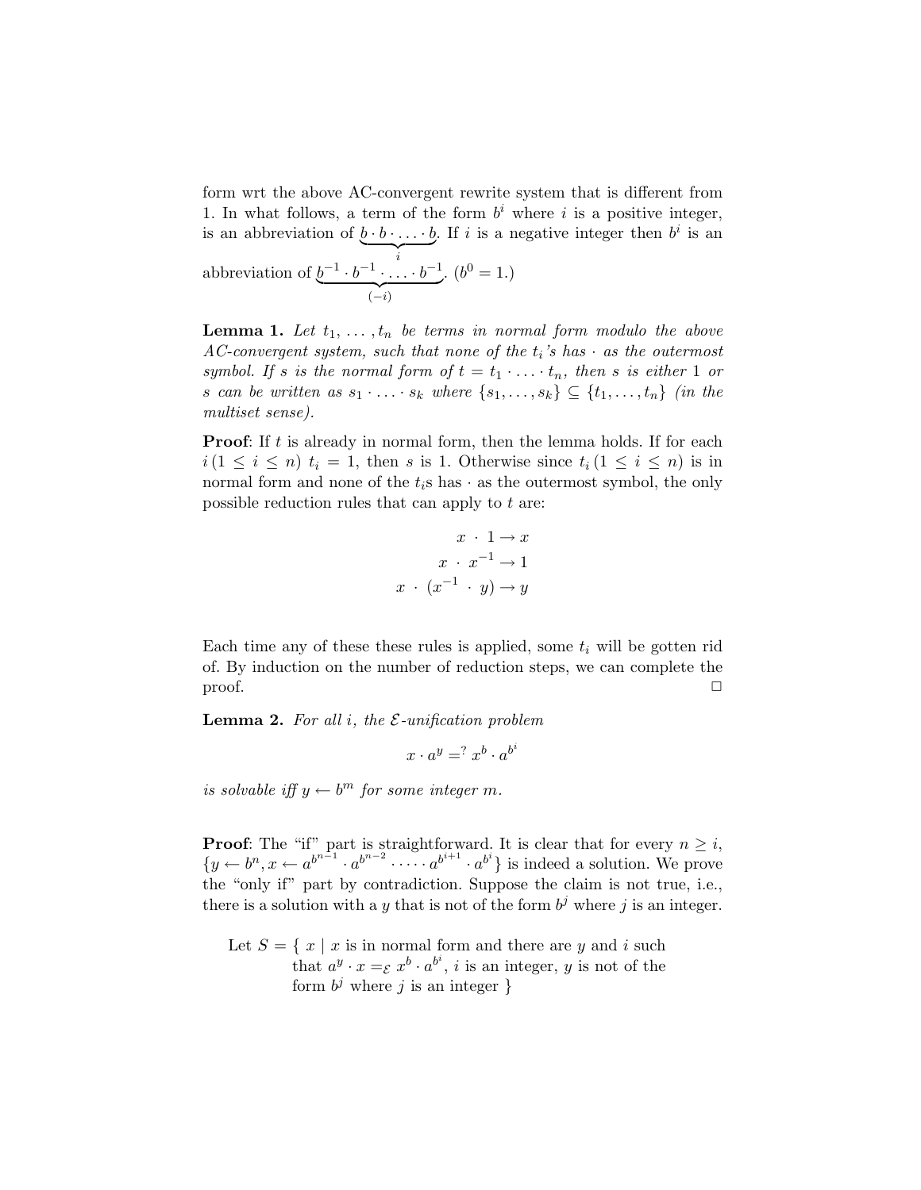form wrt the above AC-convergent rewrite system that is different from 1. In what follows, a term of the form $b^i$ where $i$ is a positive integer, is an abbreviation of $\underbrace{b \cdot b \cdot \ldots \cdot b}_{i}$. If $i$ is a negative integer then $b^i$ is an abbreviation of $\underbrace{b^{-1} \cdot b^{-1} \cdot \ldots \cdot b^{-1}}_{(-i)}$. ($b^0 = 1$.)

**Lemma 1.** *Let $t_1, \ldots, t_n$ be terms in normal form modulo the above AC-convergent system, such that none of the $t_i$'s has $\cdot$ as the outermost symbol. If $s$ is the normal form of $t = t_1 \cdot \ldots \cdot t_n$, then $s$ is either 1 or $s$ can be written as $s_1 \cdot \ldots \cdot s_k$ where $\{s_1, \ldots, s_k\} \subseteq \{t_1, \ldots, t_n\}$ (in the multiset sense).*

**Proof**: If $t$ is already in normal form, then the lemma holds. If for each $i\,(1 \leq i \leq n)$ $t_i = 1$, then $s$ is 1. Otherwise since $t_i\,(1 \leq i \leq n)$ is in normal form and none of the $t_i$s has $\cdot$ as the outermost symbol, the only possible reduction rules that can apply to $t$ are:

$$x \ \cdot \ 1 \rightarrow x$$
$$x \ \cdot \ x^{-1} \rightarrow 1$$
$$x \ \cdot \ (x^{-1} \ \cdot \ y) \rightarrow y$$

Each time any of these these rules is applied, some $t_i$ will be gotten rid of. By induction on the number of reduction steps, we can complete the proof. □

**Lemma 2.** *For all $i$, the $\mathcal{E}$-unification problem*

$$x \cdot a^y =^? x^b \cdot a^{b^i}$$

*is solvable iff $y \leftarrow b^m$ for some integer $m$.*

**Proof**: The "if" part is straightforward. It is clear that for every $n \geq i$, $\{y \leftarrow b^n, x \leftarrow a^{b^{n-1}} \cdot a^{b^{n-2}} \cdot \cdots \cdot a^{b^{i+1}} \cdot a^{b^i}\}$ is indeed a solution. We prove the "only if" part by contradiction. Suppose the claim is not true, i.e., there is a solution with a $y$ that is not of the form $b^j$ where $j$ is an integer.

Let $S = \{\ x \mid x$ is in normal form and there are $y$ and $i$ such that $a^y \cdot x =_{\mathcal{E}} x^b \cdot a^{b^i}$, $i$ is an integer, $y$ is not of the form $b^j$ where $j$ is an integer $\}$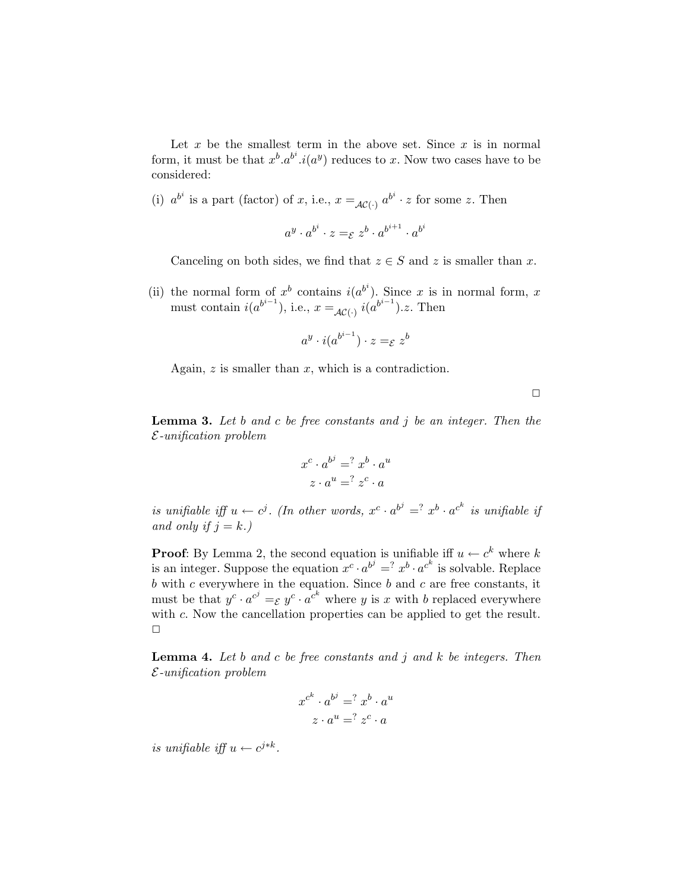Let $x$ be the smallest term in the above set. Since $x$ is in normal form, it must be that $x^b.a^{b^i}.i(a^y)$ reduces to $x$. Now two cases have to be considered:

(i) $a^{b^i}$ is a part (factor) of $x$, i.e., $x =_{\mathcal{AC}(\cdot)} a^{b^i} \cdot z$ for some $z$. Then

$$a^y \cdot a^{b^i} \cdot z =_{\mathcal{E}} z^b \cdot a^{b^{i+1}} \cdot a^{b^i}$$

Canceling on both sides, we find that $z \in S$ and $z$ is smaller than $x$.

(ii) the normal form of $x^b$ contains $i(a^{b^i})$. Since $x$ is in normal form, $x$ must contain $i(a^{b^{i-1}})$, i.e., $x =_{\mathcal{AC}(\cdot)} i(a^{b^{i-1}}).z$. Then

$$a^y \cdot i(a^{b^{i-1}}) \cdot z =_{\mathcal{E}} z^b$$

Again, $z$ is smaller than $x$, which is a contradiction.

□

**Lemma 3.** *Let $b$ and $c$ be free constants and $j$ be an integer. Then the $\mathcal{E}$-unification problem*

$$x^c \cdot a^{b^j} =^? x^b \cdot a^u$$
$$z \cdot a^u =^? z^c \cdot a$$

*is unifiable iff $u \leftarrow c^j$. (In other words, $x^c \cdot a^{b^j} =^? x^b \cdot a^{c^k}$ is unifiable if and only if $j = k$.)*

**Proof**: By Lemma 2, the second equation is unifiable iff $u \leftarrow c^k$ where $k$ is an integer. Suppose the equation $x^c \cdot a^{b^j} =^? x^b \cdot a^{c^k}$ is solvable. Replace $b$ with $c$ everywhere in the equation. Since $b$ and $c$ are free constants, it must be that $y^c \cdot a^{c^j} =_{\mathcal{E}} y^c \cdot a^{c^k}$ where $y$ is $x$ with $b$ replaced everywhere with $c$. Now the cancellation properties can be applied to get the result. □

**Lemma 4.** *Let $b$ and $c$ be free constants and $j$ and $k$ be integers. Then $\mathcal{E}$-unification problem*

$$x^{c^k} \cdot a^{b^j} =^? x^b \cdot a^u$$
$$z \cdot a^u =^? z^c \cdot a$$

*is unifiable iff $u \leftarrow c^{j*k}$.*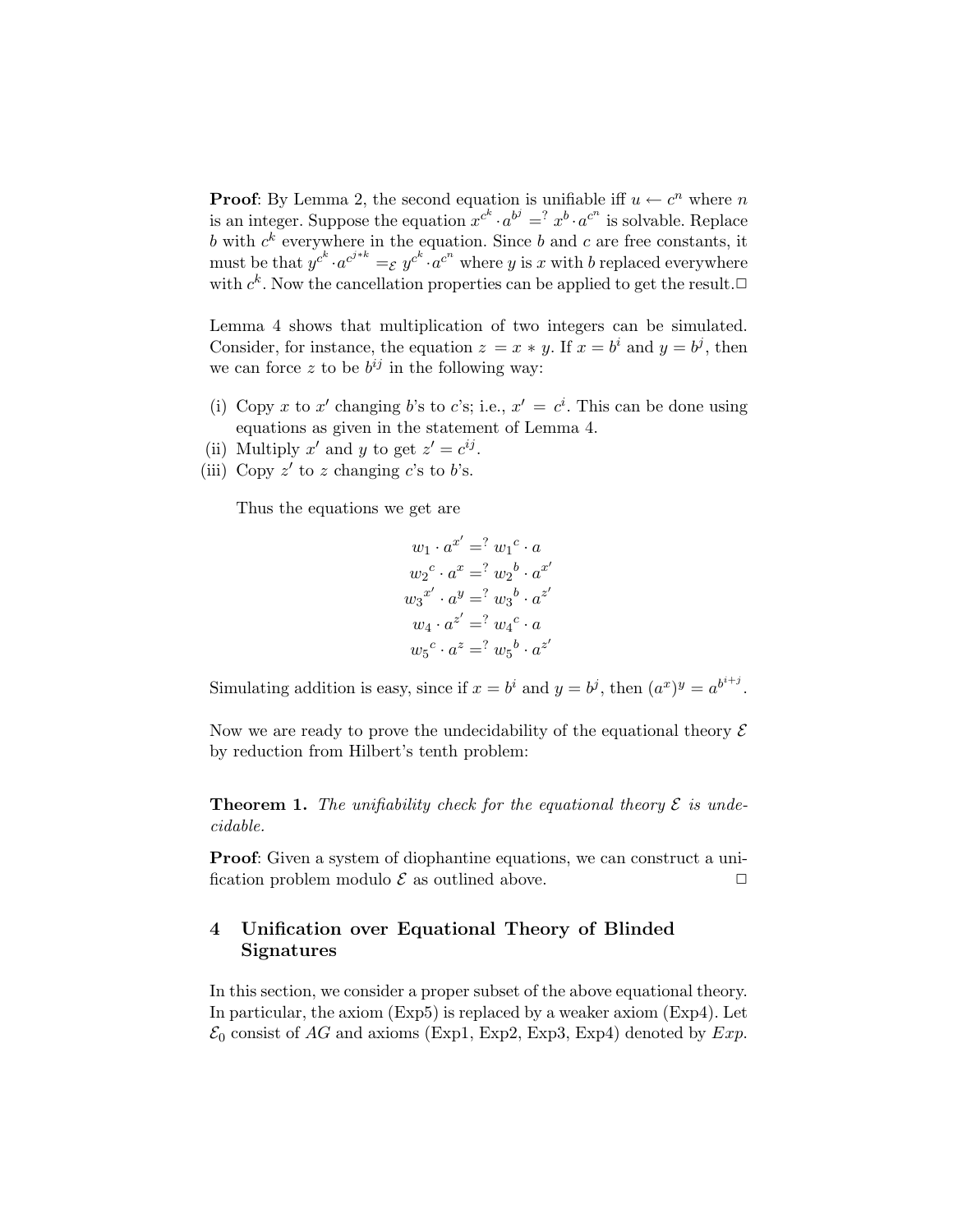**Proof**: By Lemma 2, the second equation is unifiable iff $u \leftarrow c^n$ where $n$ is an integer. Suppose the equation $x^{c^k} \cdot a^{b^j} =^? x^b \cdot a^{c^n}$ is solvable. Replace $b$ with $c^k$ everywhere in the equation. Since $b$ and $c$ are free constants, it must be that $y^{c^k} \cdot a^{c^{j*k}} =_{\mathcal{E}} y^{c^k} \cdot a^{c^n}$ where $y$ is $x$ with $b$ replaced everywhere with $c^k$. Now the cancellation properties can be applied to get the result.□

Lemma 4 shows that multiplication of two integers can be simulated. Consider, for instance, the equation $z = x * y$. If $x = b^i$ and $y = b^j$, then we can force $z$ to be $b^{ij}$ in the following way:

(i) Copy $x$ to $x'$ changing $b$'s to $c$'s; i.e., $x' = c^i$. This can be done using equations as given in the statement of Lemma 4.
(ii) Multiply $x'$ and $y$ to get $z' = c^{ij}$.
(iii) Copy $z'$ to $z$ changing $c$'s to $b$'s.

Thus the equations we get are

$$w_1 \cdot a^{x'} =^? {w_1}^c \cdot a$$
$${w_2}^c \cdot a^x =^? {w_2}^b \cdot a^{x'}$$
$${w_3}^{x'} \cdot a^y =^? {w_3}^b \cdot a^{z'}$$
$$w_4 \cdot a^{z'} =^? {w_4}^c \cdot a$$
$${w_5}^c \cdot a^z =^? {w_5}^b \cdot a^{z'}$$

Simulating addition is easy, since if $x = b^i$ and $y = b^j$, then $(a^x)^y = a^{b^{i+j}}$.

Now we are ready to prove the undecidability of the equational theory $\mathcal{E}$ by reduction from Hilbert's tenth problem:

**Theorem 1.** *The unifiability check for the equational theory $\mathcal{E}$ is undecidable.*

**Proof**: Given a system of diophantine equations, we can construct a unification problem modulo $\mathcal{E}$ as outlined above. □

## 4 Unification over Equational Theory of Blinded Signatures

In this section, we consider a proper subset of the above equational theory. In particular, the axiom (Exp5) is replaced by a weaker axiom (Exp4). Let $\mathcal{E}_0$ consist of $AG$ and axioms (Exp1, Exp2, Exp3, Exp4) denoted by $Exp$.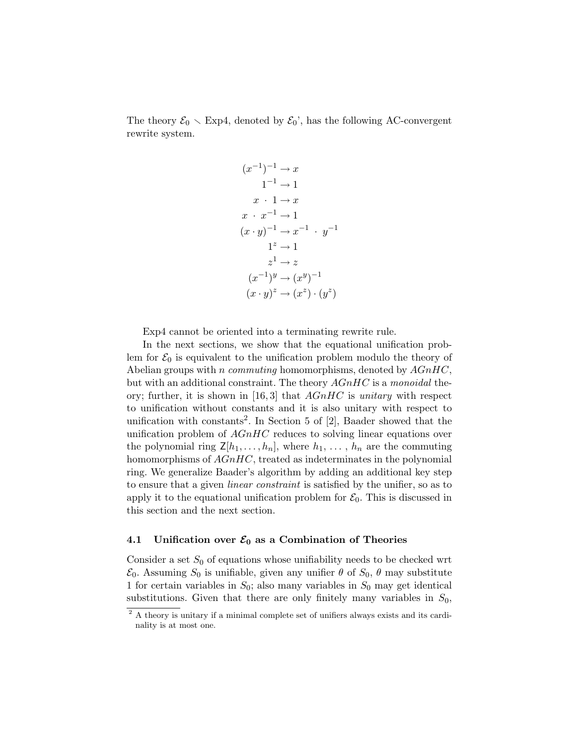The theory $\mathcal{E}_0 \smallsetminus$ Exp4, denoted by $\mathcal{E}_0$', has the following AC-convergent rewrite system.

$$
\begin{aligned}
(x^{-1})^{-1} &\rightarrow x \\
1^{-1} &\rightarrow 1 \\
x \cdot 1 &\rightarrow x \\
x \cdot x^{-1} &\rightarrow 1 \\
(x \cdot y)^{-1} &\rightarrow x^{-1} \cdot y^{-1} \\
1^{z} &\rightarrow 1 \\
z^{1} &\rightarrow z \\
(x^{-1})^{y} &\rightarrow (x^{y})^{-1} \\
(x \cdot y)^{z} &\rightarrow (x^{z}) \cdot (y^{z})
\end{aligned}
$$

Exp4 cannot be oriented into a terminating rewrite rule.

In the next sections, we show that the equational unification problem for $\mathcal{E}_0$ is equivalent to the unification problem modulo the theory of Abelian groups with $n$ *commuting* homomorphisms, denoted by *AGnHC*, but with an additional constraint. The theory *AGnHC* is a *monoidal* theory; further, it is shown in [16, 3] that *AGnHC* is *unitary* with respect to unification without constants and it is also unitary with respect to unification with constants[2]. In Section 5 of [2], Baader showed that the unification problem of *AGnHC* reduces to solving linear equations over the polynomial ring $\mathsf{Z}[h_1, \ldots, h_n]$, where $h_1, \ldots, h_n$ are the commuting homomorphisms of *AGnHC*, treated as indeterminates in the polynomial ring. We generalize Baader's algorithm by adding an additional key step to ensure that a given *linear constraint* is satisfied by the unifier, so as to apply it to the equational unification problem for $\mathcal{E}_0$. This is discussed in this section and the next section.

### 4.1 Unification over $\mathcal{E}_0$ as a Combination of Theories

Consider a set $S_0$ of equations whose unifiability needs to be checked wrt $\mathcal{E}_0$. Assuming $S_0$ is unifiable, given any unifier $\theta$ of $S_0$, $\theta$ may substitute 1 for certain variables in $S_0$; also many variables in $S_0$ may get identical substitutions. Given that there are only finitely many variables in $S_0$,

[2] A theory is unitary if a minimal complete set of unifiers always exists and its cardinality is at most one.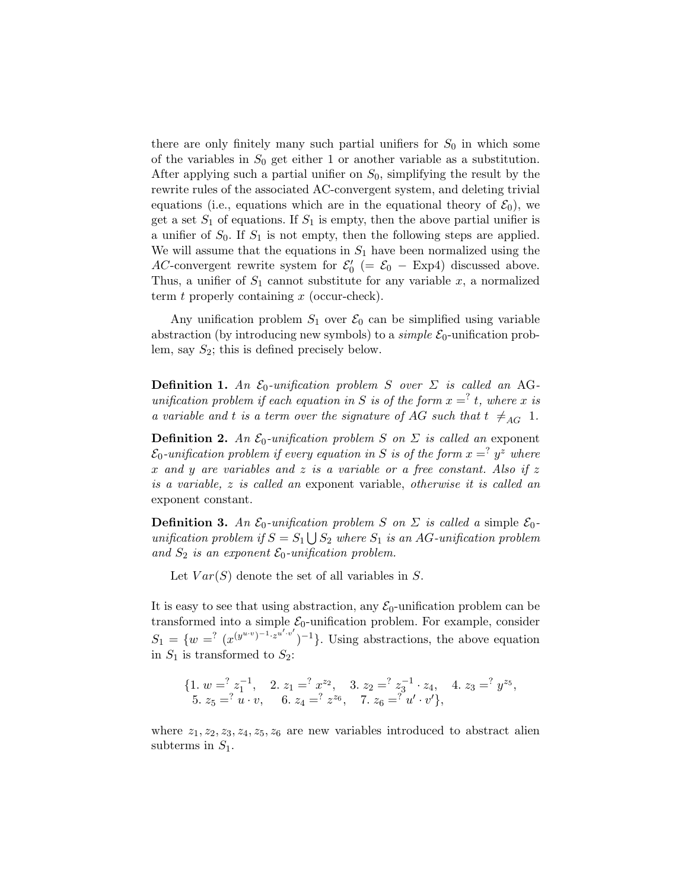there are only finitely many such partial unifiers for $S_0$ in which some of the variables in $S_0$ get either 1 or another variable as a substitution. After applying such a partial unifier on $S_0$, simplifying the result by the rewrite rules of the associated AC-convergent system, and deleting trivial equations (i.e., equations which are in the equational theory of $\mathcal{E}_0$), we get a set $S_1$ of equations. If $S_1$ is empty, then the above partial unifier is a unifier of $S_0$. If $S_1$ is not empty, then the following steps are applied. We will assume that the equations in $S_1$ have been normalized using the $AC$-convergent rewrite system for $\mathcal{E}_0'$ ($= \mathcal{E}_0$ − Exp4) discussed above. Thus, a unifier of $S_1$ cannot substitute for any variable $x$, a normalized term $t$ properly containing $x$ (occur-check).

Any unification problem $S_1$ over $\mathcal{E}_0$ can be simplified using variable abstraction (by introducing new symbols) to a *simple* $\mathcal{E}_0$-unification problem, say $S_2$; this is defined precisely below.

**Definition 1.** *An $\mathcal{E}_0$-unification problem $S$ over $\Sigma$ is called an* AG-*unification problem if each equation in $S$ is of the form $x =^? t$, where $x$ is a variable and $t$ is a term over the signature of AG such that $t \neq_{AG} 1$.*

**Definition 2.** *An $\mathcal{E}_0$-unification problem $S$ on $\Sigma$ is called an* exponent *$\mathcal{E}_0$-unification problem if every equation in $S$ is of the form $x =^? y^z$ where $x$ and $y$ are variables and $z$ is a variable or a free constant. Also if $z$ is a variable, $z$ is called an* exponent variable, *otherwise it is called an* exponent constant.

**Definition 3.** *An $\mathcal{E}_0$-unification problem $S$ on $\Sigma$ is called a* simple $\mathcal{E}_0$-*unification problem if $S = S_1 \bigcup S_2$ where $S_1$ is an AG-unification problem and $S_2$ is an exponent $\mathcal{E}_0$-unification problem.*

Let $Var(S)$ denote the set of all variables in $S$.

It is easy to see that using abstraction, any $\mathcal{E}_0$-unification problem can be transformed into a simple $\mathcal{E}_0$-unification problem. For example, consider $S_1 = \{w =^? (x^{(y^{u \cdot v})^{-1} \cdot z^{u' \cdot v'}})^{-1}\}$. Using abstractions, the above equation in $S_1$ is transformed to $S_2$:

$$\{1.\ w =^? z_1^{-1}, \quad 2.\ z_1 =^? x^{z_2}, \quad 3.\ z_2 =^? z_3^{-1} \cdot z_4, \quad 4.\ z_3 =^? y^{z_5},$$
$$5.\ z_5 =^? u \cdot v, \quad 6.\ z_4 =^? z^{z_6}, \quad 7.\ z_6 =^? u' \cdot v'\},$$

where $z_1, z_2, z_3, z_4, z_5, z_6$ are new variables introduced to abstract alien subterms in $S_1$.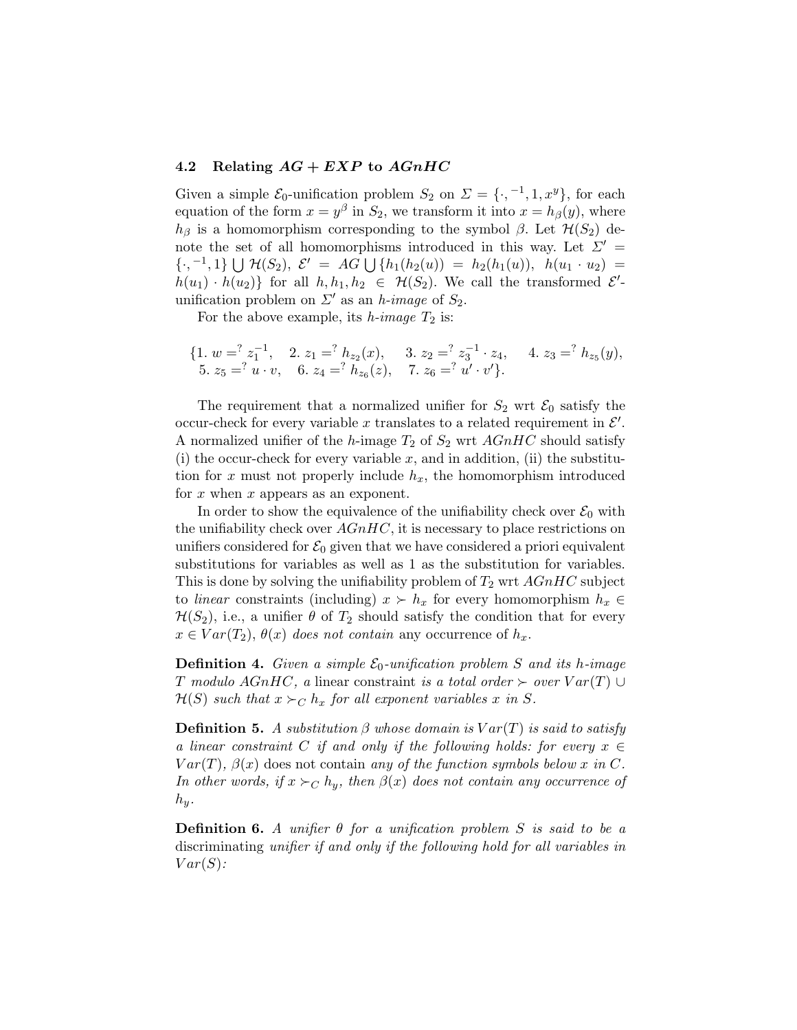### 4.2 Relating $AG + EXP$ to $AGnHC$

Given a simple $\mathcal{E}_0$-unification problem $S_2$ on $\Sigma = \{\cdot, ^{-1}, 1, x^y\}$, for each equation of the form $x = y^\beta$ in $S_2$, we transform it into $x = h_\beta(y)$, where $h_\beta$ is a homomorphism corresponding to the symbol $\beta$. Let $\mathcal{H}(S_2)$ denote the set of all homomorphisms introduced in this way. Let $\Sigma' = \{\cdot, ^{-1}, 1\} \bigcup \mathcal{H}(S_2)$, $\mathcal{E}' = AG \bigcup \{h_1(h_2(u)) = h_2(h_1(u)),\ h(u_1 \cdot u_2) = h(u_1) \cdot h(u_2)\}$ for all $h, h_1, h_2 \in \mathcal{H}(S_2)$. We call the transformed $\mathcal{E}'$-unification problem on $\Sigma'$ as an *h-image* of $S_2$.

For the above example, its *h-image* $T_2$ is:

$$\{1.\ w =^? z_1^{-1}, \quad 2.\ z_1 =^? h_{z_2}(x), \quad 3.\ z_2 =^? z_3^{-1} \cdot z_4, \quad 4.\ z_3 =^? h_{z_5}(y),$$
$$5.\ z_5 =^? u \cdot v, \quad 6.\ z_4 =^? h_{z_6}(z), \quad 7.\ z_6 =^? u' \cdot v'\}.$$

The requirement that a normalized unifier for $S_2$ wrt $\mathcal{E}_0$ satisfy the occur-check for every variable $x$ translates to a related requirement in $\mathcal{E}'$. A normalized unifier of the $h$-image $T_2$ of $S_2$ wrt $AGnHC$ should satisfy (i) the occur-check for every variable $x$, and in addition, (ii) the substitution for $x$ must not properly include $h_x$, the homomorphism introduced for $x$ when $x$ appears as an exponent.

In order to show the equivalence of the unifiability check over $\mathcal{E}_0$ with the unifiability check over $AGnHC$, it is necessary to place restrictions on unifiers considered for $\mathcal{E}_0$ given that we have considered a priori equivalent substitutions for variables as well as 1 as the substitution for variables. This is done by solving the unifiability problem of $T_2$ wrt $AGnHC$ subject to *linear* constraints (including) $x \succ h_x$ for every homomorphism $h_x \in \mathcal{H}(S_2)$, i.e., a unifier $\theta$ of $T_2$ should satisfy the condition that for every $x \in Var(T_2)$, $\theta(x)$ *does not contain* any occurrence of $h_x$.

**Definition 4.** *Given a simple $\mathcal{E}_0$-unification problem $S$ and its h-image $T$ modulo AGnHC, a* linear constraint *is a total order $\succ$ over $Var(T) \cup \mathcal{H}(S)$ such that $x \succ_C h_x$ for all exponent variables $x$ in $S$.*

**Definition 5.** *A substitution $\beta$ whose domain is $Var(T)$ is said to satisfy a linear constraint $C$ if and only if the following holds: for every $x \in Var(T)$, $\beta(x)$* does not contain *any of the function symbols below $x$ in $C$. In other words, if $x \succ_C h_y$, then $\beta(x)$ does not contain any occurrence of $h_y$.*

**Definition 6.** *A unifier $\theta$ for a unification problem $S$ is said to be a* discriminating *unifier if and only if the following hold for all variables in $Var(S)$:*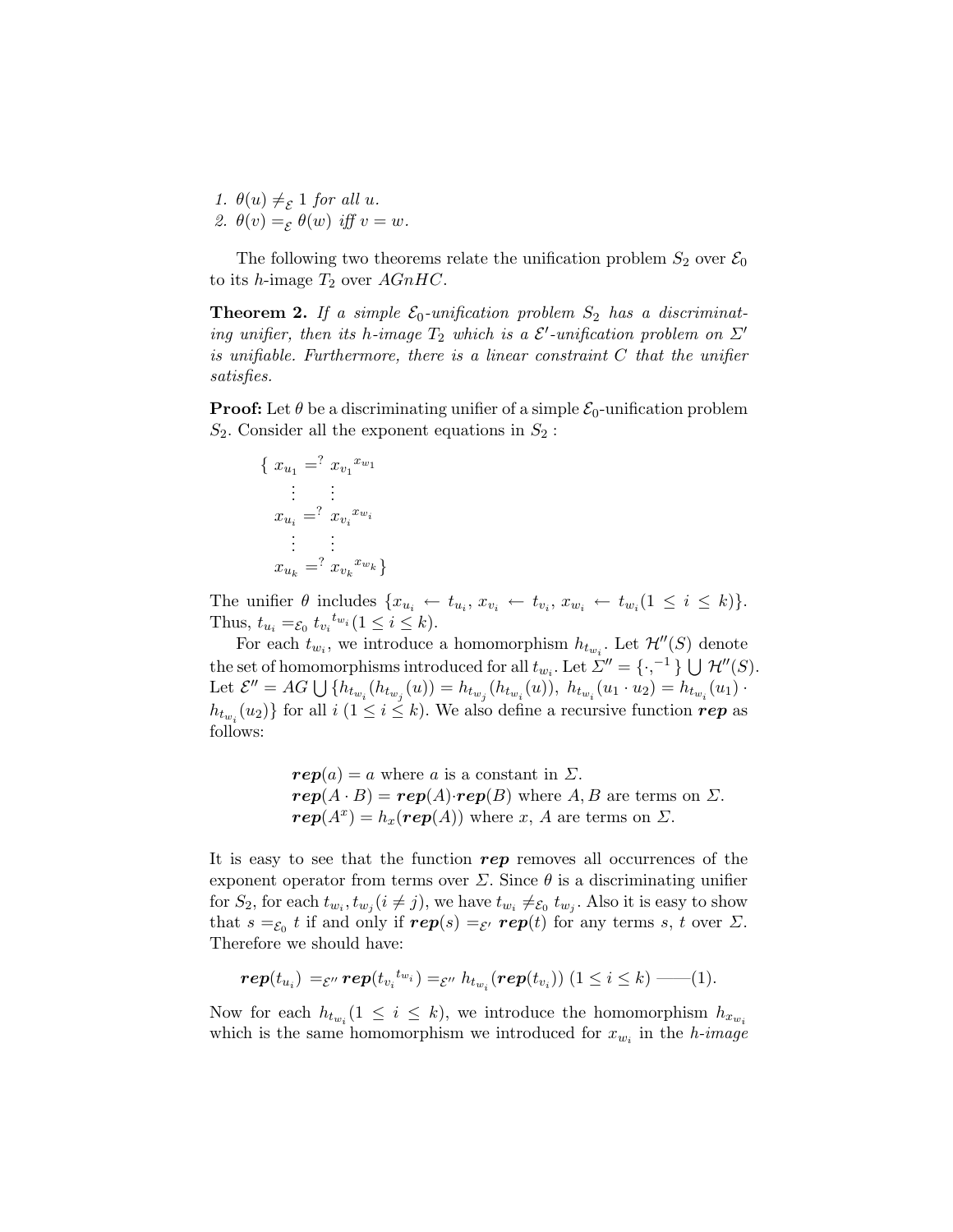1. $\theta(u) \neq_{\mathcal{E}} 1$ for all $u$.
2. $\theta(v) =_{\mathcal{E}} \theta(w)$ iff $v = w$.

The following two theorems relate the unification problem $S_2$ over $\mathcal{E}_0$ to its $h$-image $T_2$ over $AGnHC$.

**Theorem 2.** *If a simple $\mathcal{E}_0$-unification problem $S_2$ has a discriminating unifier, then its h-image $T_2$ which is a $\mathcal{E}'$-unification problem on $\Sigma'$ is unifiable. Furthermore, there is a linear constraint $C$ that the unifier satisfies.*

**Proof:** Let $\theta$ be a discriminating unifier of a simple $\mathcal{E}_0$-unification problem $S_2$. Consider all the exponent equations in $S_2$ :

$$
\begin{aligned}
\{\ x_{u_1} &=^? {x_{v_1}}^{x_{w_1}} \\
\vdots\quad & \quad \vdots \\
x_{u_i} &=^? {x_{v_i}}^{x_{w_i}} \\
\vdots\quad & \quad \vdots \\
x_{u_k} &=^? {x_{v_k}}^{x_{w_k}}\ \}
\end{aligned}
$$

The unifier $\theta$ includes $\{x_{u_i} \leftarrow t_{u_i},\, x_{v_i} \leftarrow t_{v_i},\, x_{w_i} \leftarrow t_{w_i} (1 \leq i \leq k)\}$. Thus, $t_{u_i} =_{\mathcal{E}_0} {t_{v_i}}^{t_{w_i}} (1 \leq i \leq k)$.

For each $t_{w_i}$, we introduce a homomorphism $h_{t_{w_i}}$. Let $\mathcal{H}''(S)$ denote the set of homomorphisms introduced for all $t_{w_i}$. Let $\Sigma'' = \{\cdot, ^{-1}\} \bigcup \mathcal{H}''(S)$. Let $\mathcal{E}'' = AG \bigcup \{h_{t_{w_i}}(h_{t_{w_j}}(u)) = h_{t_{w_j}}(h_{t_{w_i}}(u)),\ h_{t_{w_i}}(u_1 \cdot u_2) = h_{t_{w_i}}(u_1) \cdot h_{t_{w_i}}(u_2)\}$ for all $i$ $(1 \leq i \leq k)$. We also define a recursive function ***rep*** as follows:

$\boldsymbol{rep}(a) = a$ where $a$ is a constant in $\Sigma$.
$\boldsymbol{rep}(A \cdot B) = \boldsymbol{rep}(A) \cdot \boldsymbol{rep}(B)$ where $A, B$ are terms on $\Sigma$.
$\boldsymbol{rep}(A^x) = h_x(\boldsymbol{rep}(A))$ where $x$, $A$ are terms on $\Sigma$.

It is easy to see that the function ***rep*** removes all occurrences of the exponent operator from terms over $\Sigma$. Since $\theta$ is a discriminating unifier for $S_2$, for each $t_{w_i}, t_{w_j} (i \neq j)$, we have $t_{w_i} \neq_{\mathcal{E}_0} t_{w_j}$. Also it is easy to show that $s =_{\mathcal{E}_0} t$ if and only if $\boldsymbol{rep}(s) =_{\mathcal{E}'} \boldsymbol{rep}(t)$ for any terms $s$, $t$ over $\Sigma$. Therefore we should have:

$$\boldsymbol{rep}(t_{u_i}) =_{\mathcal{E}''} \boldsymbol{rep}({t_{v_i}}^{t_{w_i}}) =_{\mathcal{E}''} h_{t_{w_i}}(\boldsymbol{rep}(t_{v_i}))\ (1 \leq i \leq k) \text{ ——(1).}$$

Now for each $h_{t_{w_i}} (1 \leq i \leq k)$, we introduce the homomorphism $h_{x_{w_i}}$ which is the same homomorphism we introduced for $x_{w_i}$ in the *h-image*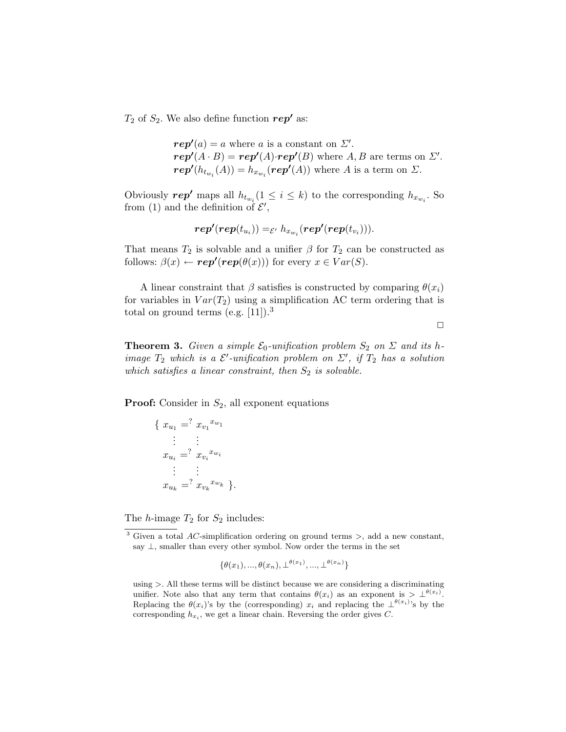$T_2$ of $S_2$. We also define function $\boldsymbol{rep'}$ as:

$$\boldsymbol{rep'}(a) = a \text{ where } a \text{ is a constant on } \Sigma'.$$
$$\boldsymbol{rep'}(A \cdot B) = \boldsymbol{rep'}(A) \cdot \boldsymbol{rep'}(B) \text{ where } A, B \text{ are terms on } \Sigma'.$$
$$\boldsymbol{rep'}(h_{t_{w_i}}(A)) = h_{x_{w_i}}(\boldsymbol{rep'}(A)) \text{ where } A \text{ is a term on } \Sigma.$$

Obviously $\boldsymbol{rep'}$ maps all $h_{t_{w_i}} (1 \leq i \leq k)$ to the corresponding $h_{x_{w_i}}$. So from (1) and the definition of $\mathcal{E}'$,

$$\boldsymbol{rep'}(\boldsymbol{rep}(t_{u_i})) =_{\mathcal{E}'} h_{x_{w_i}}(\boldsymbol{rep'}(\boldsymbol{rep}(t_{v_i}))).$$

That means $T_2$ is solvable and a unifier $\beta$ for $T_2$ can be constructed as follows: $\beta(x) \leftarrow \boldsymbol{rep'}(\boldsymbol{rep}(\theta(x)))$ for every $x \in Var(S)$.

A linear constraint that $\beta$ satisfies is constructed by comparing $\theta(x_i)$ for variables in $Var(T_2)$ using a simplification AC term ordering that is total on ground terms (e.g. [11]).[3]

□

**Theorem 3.** *Given a simple $\mathcal{E}_0$-unification problem $S_2$ on $\Sigma$ and its h-image $T_2$ which is a $\mathcal{E}'$-unification problem on $\Sigma'$, if $T_2$ has a solution which satisfies a linear constraint, then $S_2$ is solvable.*

**Proof:** Consider in $S_2$, all exponent equations

$$\begin{aligned}
\{\ x_{u_1} &=^? {x_{v_1}}^{x_{w_1}} \\
&\vdots \\
x_{u_i} &=^? {x_{v_i}}^{x_{w_i}} \\
&\vdots \\
x_{u_k} &=^? {x_{v_k}}^{x_{w_k}}\ \}.
\end{aligned}$$

The $h$-image $T_2$ for $S_2$ includes:

---

[3] Given a total $AC$-simplification ordering on ground terms $>$, add a new constant, say $\bot$, smaller than every other symbol. Now order the terms in the set

$$\{\theta(x_1), ..., \theta(x_n), \bot^{\theta(x_1)}, ..., \bot^{\theta(x_n)}\}$$

using $>$. All these terms will be distinct because we are considering a discriminating unifier. Note also that any term that contains $\theta(x_i)$ as an exponent is $> \bot^{\theta(x_i)}$. Replacing the $\theta(x_i)$'s by the (corresponding) $x_i$ and replacing the $\bot^{\theta(x_i)}$'s by the corresponding $h_{x_i}$, we get a linear chain. Reversing the order gives $C$.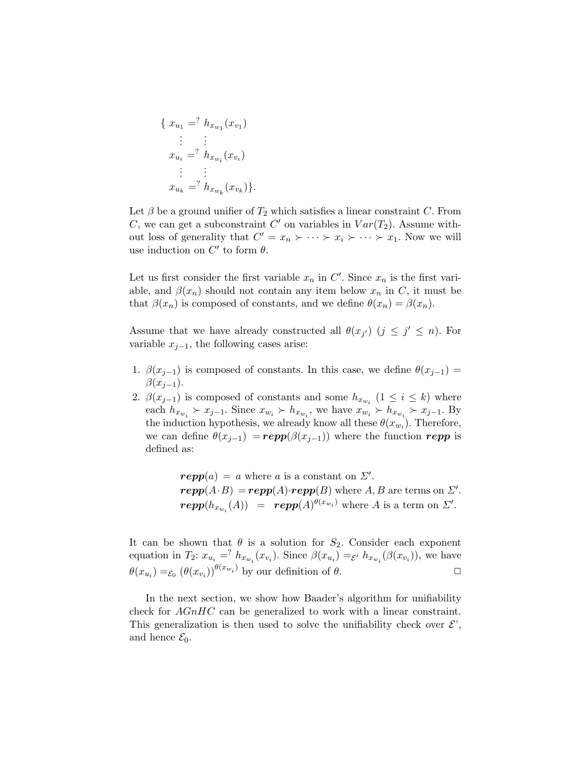$$
\begin{aligned}
\{\ x_{u_1} &=^? h_{x_{w_1}}(x_{v_1}) \\
\vdots \quad & \quad \vdots \\
x_{u_i} &=^? h_{x_{w_i}}(x_{v_i}) \\
\vdots \quad & \quad \vdots \\
x_{u_k} &=^? h_{x_{w_k}}(x_{v_k}) \}.
\end{aligned}
$$

Let $\beta$ be a ground unifier of $T_2$ which satisfies a linear constraint $C$. From $C$, we can get a subconstraint $C'$ on variables in $Var(T_2)$. Assume without loss of generality that $C' = x_n \succ \cdots \succ x_i \succ \cdots \succ x_1$. Now we will use induction on $C'$ to form $\theta$.

Let us first consider the first variable $x_n$ in $C'$. Since $x_n$ is the first variable, and $\beta(x_n)$ should not contain any item below $x_n$ in $C$, it must be that $\beta(x_n)$ is composed of constants, and we define $\theta(x_n) = \beta(x_n)$.

Assume that we have already constructed all $\theta(x_{j'})$ $(j \leq j' \leq n)$. For variable $x_{j-1}$, the following cases arise:

1. $\beta(x_{j-1})$ is composed of constants. In this case, we define $\theta(x_{j-1}) = \beta(x_{j-1})$.
2. $\beta(x_{j-1})$ is composed of constants and some $h_{x_{w_i}}$ $(1 \leq i \leq k)$ where each $h_{x_{w_i}} \succ x_{j-1}$. Since $x_{w_i} \succ h_{x_{w_i}}$, we have $x_{w_i} \succ h_{x_{w_i}} \succ x_{j-1}$. By the induction hypothesis, we already know all these $\theta(x_{w_i})$. Therefore, we can define $\theta(x_{j-1}) = \boldsymbol{repp}(\beta(x_{j-1}))$ where the function $\boldsymbol{repp}$ is defined as:

   $\boldsymbol{repp}(a) = a$ where $a$ is a constant on $\Sigma'$.
   $\boldsymbol{repp}(A \cdot B) = \boldsymbol{repp}(A) \cdot \boldsymbol{repp}(B)$ where $A, B$ are terms on $\Sigma'$.
   $\boldsymbol{repp}(h_{x_{w_i}}(A)) = \boldsymbol{repp}(A)^{\theta(x_{w_i})}$ where $A$ is a term on $\Sigma'$.

It can be shown that $\theta$ is a solution for $S_2$. Consider each exponent equation in $T_2$: $x_{u_i} =^? h_{x_{w_i}}(x_{v_i})$. Since $\beta(x_{u_i}) =_{\mathcal{E}'} h_{x_{w_i}}(\beta(x_{v_i}))$, we have $\theta(x_{u_i}) =_{\mathcal{E}_0} (\theta(x_{v_i}))^{\theta(x_{w_i})}$ by our definition of $\theta$. □

In the next section, we show how Baader's algorithm for unifiability check for $AGnHC$ can be generalized to work with a linear constraint. This generalization is then used to solve the unifiability check over $\mathcal{E}$', and hence $\mathcal{E}_0$.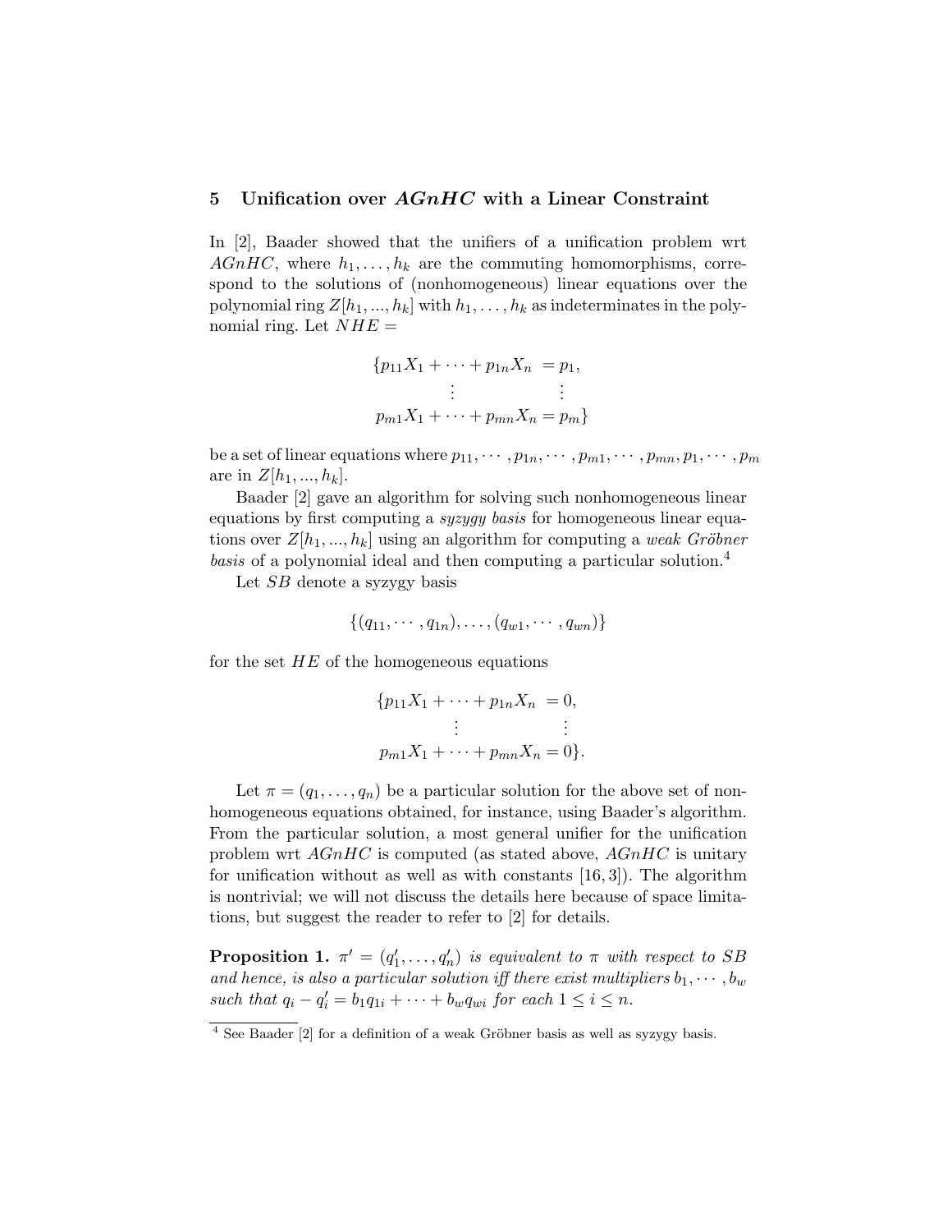## 5 Unification over *AGnHC* with a Linear Constraint

In [2], Baader showed that the unifiers of a unification problem wrt $AGnHC$, where $h_1, \ldots, h_k$ are the commuting homomorphisms, correspond to the solutions of (nonhomogeneous) linear equations over the polynomial ring $Z[h_1, ..., h_k]$ with $h_1, \ldots, h_k$ as indeterminates in the polynomial ring. Let $NHE =$

$$
\begin{aligned}
\{p_{11}X_1 + \cdots + p_{1n}X_n \ &= p_1, \\
\vdots \qquad\qquad & \quad\ \vdots \\
p_{m1}X_1 + \cdots + p_{mn}X_n &= p_m\}
\end{aligned}
$$

be a set of linear equations where $p_{11}, \cdots, p_{1n}, \cdots, p_{m1}, \cdots, p_{mn}, p_1, \cdots, p_m$ are in $Z[h_1, ..., h_k]$.

Baader [2] gave an algorithm for solving such nonhomogeneous linear equations by first computing a *syzygy basis* for homogeneous linear equations over $Z[h_1, ..., h_k]$ using an algorithm for computing a *weak Gröbner basis* of a polynomial ideal and then computing a particular solution.[4]

Let $SB$ denote a syzygy basis

$$\{(q_{11}, \cdots, q_{1n}), \ldots, (q_{w1}, \cdots, q_{wn})\}$$

for the set $HE$ of the homogeneous equations

$$
\begin{aligned}
\{p_{11}X_1 + \cdots + p_{1n}X_n \ &= 0, \\
\vdots \qquad\qquad & \quad\ \vdots \\
p_{m1}X_1 + \cdots + p_{mn}X_n &= 0\}.
\end{aligned}
$$

Let $\pi = (q_1, \ldots, q_n)$ be a particular solution for the above set of nonhomogeneous equations obtained, for instance, using Baader's algorithm. From the particular solution, a most general unifier for the unification problem wrt $AGnHC$ is computed (as stated above, $AGnHC$ is unitary for unification without as well as with constants [16, 3]). The algorithm is nontrivial; we will not discuss the details here because of space limitations, but suggest the reader to refer to [2] for details.

**Proposition 1.** *$\pi' = (q'_1, \ldots, q'_n)$ is equivalent to $\pi$ with respect to $SB$ and hence, is also a particular solution iff there exist multipliers $b_1, \cdots, b_w$ such that $q_i - q'_i = b_1 q_{1i} + \cdots + b_w q_{wi}$ for each $1 \leq i \leq n$.*

[4] See Baader [2] for a definition of a weak Gröbner basis as well as syzygy basis.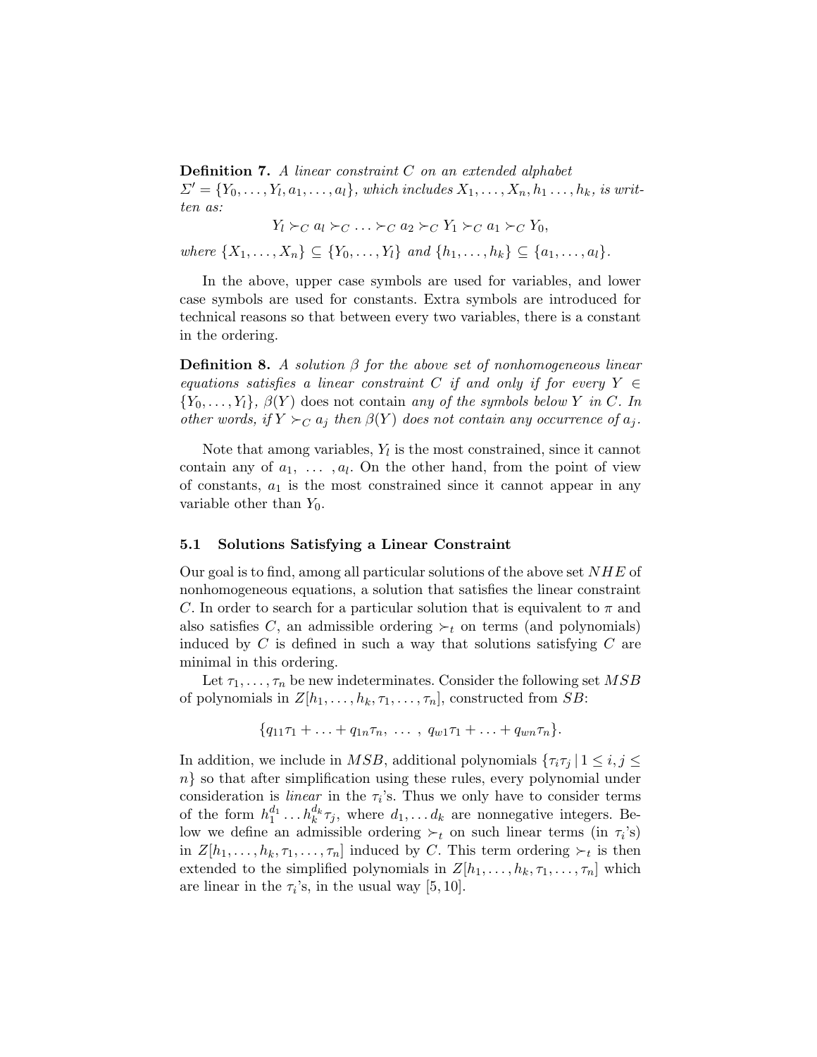**Definition 7.** *A linear constraint $C$ on an extended alphabet $\Sigma' = \{Y_0, \ldots, Y_l, a_1, \ldots, a_l\}$, which includes $X_1, \ldots, X_n, h_1 \ldots, h_k$, is written as:*

$$Y_l \succ_C a_l \succ_C \ldots \succ_C a_2 \succ_C Y_1 \succ_C a_1 \succ_C Y_0,$$

*where $\{X_1, \ldots, X_n\} \subseteq \{Y_0, \ldots, Y_l\}$ and $\{h_1, \ldots, h_k\} \subseteq \{a_1, \ldots, a_l\}$.*

In the above, upper case symbols are used for variables, and lower case symbols are used for constants. Extra symbols are introduced for technical reasons so that between every two variables, there is a constant in the ordering.

**Definition 8.** *A solution $\beta$ for the above set of nonhomogeneous linear equations satisfies a linear constraint $C$ if and only if for every $Y \in \{Y_0, \ldots, Y_l\}$, $\beta(Y)$* does not contain *any of the symbols below $Y$ in $C$. In other words, if $Y \succ_C a_j$ then $\beta(Y)$ does not contain any occurrence of $a_j$.*

Note that among variables, $Y_l$ is the most constrained, since it cannot contain any of $a_1, \ \ldots \ , a_l$. On the other hand, from the point of view of constants, $a_1$ is the most constrained since it cannot appear in any variable other than $Y_0$.

### 5.1 Solutions Satisfying a Linear Constraint

Our goal is to find, among all particular solutions of the above set $NHE$ of nonhomogeneous equations, a solution that satisfies the linear constraint $C$. In order to search for a particular solution that is equivalent to $\pi$ and also satisfies $C$, an admissible ordering $\succ_t$ on terms (and polynomials) induced by $C$ is defined in such a way that solutions satisfying $C$ are minimal in this ordering.

Let $\tau_1, \ldots, \tau_n$ be new indeterminates. Consider the following set $MSB$ of polynomials in $Z[h_1, \ldots, h_k, \tau_1, \ldots, \tau_n]$, constructed from $SB$:

$$\{q_{11}\tau_1 + \ldots + q_{1n}\tau_n, \ \ldots \ , \ q_{w1}\tau_1 + \ldots + q_{wn}\tau_n\}.$$

In addition, we include in $MSB$, additional polynomials $\{\tau_i\tau_j \,|\, 1 \leq i, j \leq n\}$ so that after simplification using these rules, every polynomial under consideration is *linear* in the $\tau_i$'s. Thus we only have to consider terms of the form $h_1^{d_1} \ldots h_k^{d_k}\tau_j$, where $d_1, \ldots d_k$ are nonnegative integers. Below we define an admissible ordering $\succ_t$ on such linear terms (in $\tau_i$'s) in $Z[h_1, \ldots, h_k, \tau_1, \ldots, \tau_n]$ induced by $C$. This term ordering $\succ_t$ is then extended to the simplified polynomials in $Z[h_1, \ldots, h_k, \tau_1, \ldots, \tau_n]$ which are linear in the $\tau_i$'s, in the usual way [5, 10].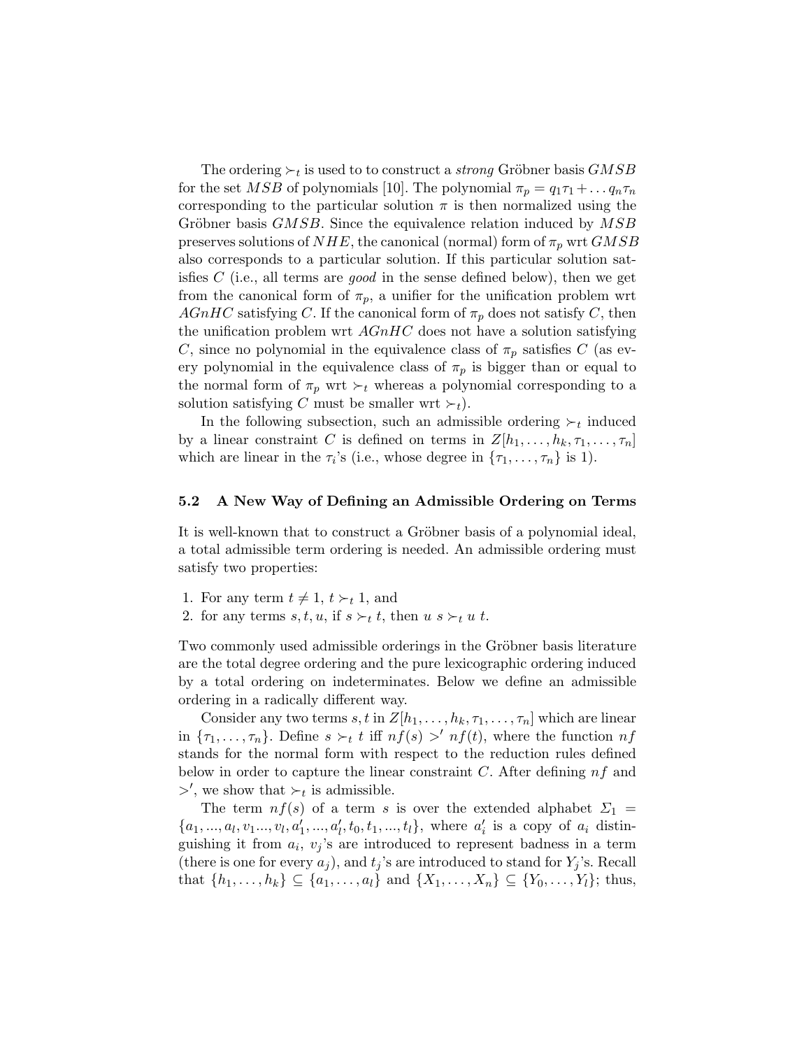The ordering $\succ_t$ is used to to construct a *strong* Gröbner basis $GMSB$ for the set $MSB$ of polynomials [10]. The polynomial $\pi_p = q_1\tau_1 + \dots q_n\tau_n$ corresponding to the particular solution $\pi$ is then normalized using the Gröbner basis $GMSB$. Since the equivalence relation induced by $MSB$ preserves solutions of $NHE$, the canonical (normal) form of $\pi_p$ wrt $GMSB$ also corresponds to a particular solution. If this particular solution satisfies $C$ (i.e., all terms are *good* in the sense defined below), then we get from the canonical form of $\pi_p$, a unifier for the unification problem wrt $AGnHC$ satisfying $C$. If the canonical form of $\pi_p$ does not satisfy $C$, then the unification problem wrt $AGnHC$ does not have a solution satisfying $C$, since no polynomial in the equivalence class of $\pi_p$ satisfies $C$ (as every polynomial in the equivalence class of $\pi_p$ is bigger than or equal to the normal form of $\pi_p$ wrt $\succ_t$ whereas a polynomial corresponding to a solution satisfying $C$ must be smaller wrt $\succ_t$).

In the following subsection, such an admissible ordering $\succ_t$ induced by a linear constraint $C$ is defined on terms in $Z[h_1, \dots, h_k, \tau_1, \dots, \tau_n]$ which are linear in the $\tau_i$'s (i.e., whose degree in $\{\tau_1, \dots, \tau_n\}$ is 1).

### 5.2 A New Way of Defining an Admissible Ordering on Terms

It is well-known that to construct a Gröbner basis of a polynomial ideal, a total admissible term ordering is needed. An admissible ordering must satisfy two properties:

1. For any term $t \neq 1$, $t \succ_t 1$, and
2. for any terms $s, t, u$, if $s \succ_t t$, then $u\ s \succ_t u\ t$.

Two commonly used admissible orderings in the Gröbner basis literature are the total degree ordering and the pure lexicographic ordering induced by a total ordering on indeterminates. Below we define an admissible ordering in a radically different way.

Consider any two terms $s, t$ in $Z[h_1, \dots, h_k, \tau_1, \dots, \tau_n]$ which are linear in $\{\tau_1, \dots, \tau_n\}$. Define $s \succ_t t$ iff $nf(s) >' nf(t)$, where the function $nf$ stands for the normal form with respect to the reduction rules defined below in order to capture the linear constraint $C$. After defining $nf$ and $>'$, we show that $\succ_t$ is admissible.

The term $nf(s)$ of a term $s$ is over the extended alphabet $\Sigma_1 = \{a_1, ..., a_l, v_1..., v_l, a'_1, ..., a'_l, t_0, t_1, ..., t_l\}$, where $a'_i$ is a copy of $a_i$ distinguishing it from $a_i$, $v_j$'s are introduced to represent badness in a term (there is one for every $a_j$), and $t_j$'s are introduced to stand for $Y_j$'s. Recall that $\{h_1, \dots, h_k\} \subseteq \{a_1, \dots, a_l\}$ and $\{X_1, \dots, X_n\} \subseteq \{Y_0, \dots, Y_l\}$; thus,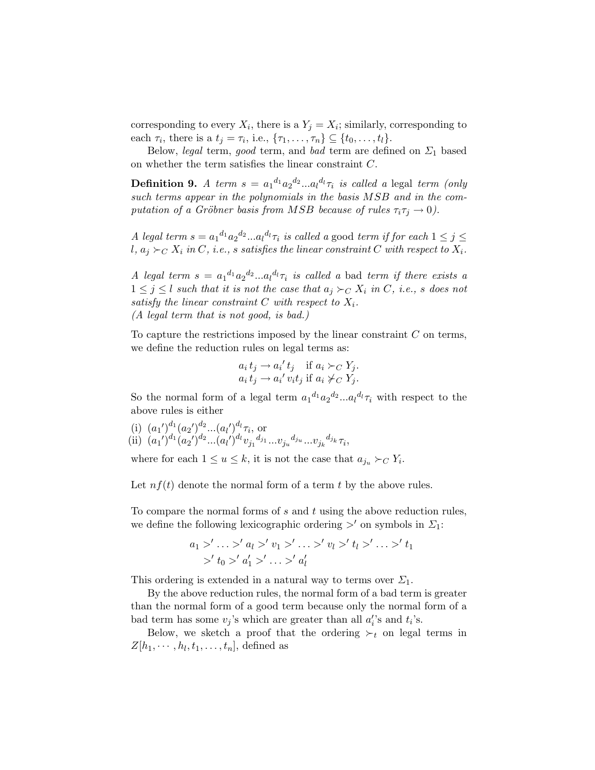corresponding to every $X_i$, there is a $Y_j = X_i$; similarly, corresponding to each $\tau_i$, there is a $t_j = \tau_i$, i.e., $\{\tau_1, \ldots, \tau_n\} \subseteq \{t_0, \ldots, t_l\}$.

Below, *legal* term, *good* term, and *bad* term are defined on $\Sigma_1$ based on whether the term satisfies the linear constraint $C$.

**Definition 9.** *A term $s = {a_1}^{d_1}{a_2}^{d_2}...{a_l}^{d_l}\tau_i$ is called a* legal *term (only such terms appear in the polynomials in the basis $MSB$ and in the computation of a Gröbner basis from $MSB$ because of rules $\tau_i\tau_j \to 0$).*

*A legal term $s = {a_1}^{d_1}{a_2}^{d_2}...{a_l}^{d_l}\tau_i$ is called a* good *term if for each $1 \leq j \leq l$, $a_j \succ_C X_i$ in $C$, i.e., $s$ satisfies the linear constraint $C$ with respect to $X_i$.*

*A legal term $s = {a_1}^{d_1}{a_2}^{d_2}...{a_l}^{d_l}\tau_i$ is called a* bad *term if there exists a $1 \leq j \leq l$ such that it is not the case that $a_j \succ_C X_i$ in $C$, i.e., $s$ does not satisfy the linear constraint $C$ with respect to $X_i$.*
*(A legal term that is not good, is bad.)*

To capture the restrictions imposed by the linear constraint $C$ on terms, we define the reduction rules on legal terms as:

$$a_i\, t_j \to a_i{}'\, t_j \quad \text{if } a_i \succ_C Y_j.$$
$$a_i\, t_j \to a_i{}'\, v_i t_j \text{ if } a_i \not\succ_C Y_j.$$

So the normal form of a legal term ${a_1}^{d_1}{a_2}^{d_2}...{a_l}^{d_l}\tau_i$ with respect to the above rules is either

(i) $(a_1{}')^{d_1}(a_2{}')^{d_2}...(a_l{}')^{d_l}\tau_i$, or
(ii) $(a_1{}')^{d_1}(a_2{}')^{d_2}...(a_l{}')^{d_l}{v_{j_1}}^{d_{j_1}}...{v_{j_u}}^{d_{j_u}}...{v_{j_k}}^{d_{j_k}}\tau_i$,

where for each $1 \leq u \leq k$, it is not the case that $a_{j_u} \succ_C Y_i$.

Let $nf(t)$ denote the normal form of a term $t$ by the above rules.

To compare the normal forms of $s$ and $t$ using the above reduction rules, we define the following lexicographic ordering $>'$ on symbols in $\Sigma_1$:

$$a_1 >' \ldots >' a_l >' v_1 >' \ldots >' v_l >' t_l >' \ldots >' t_1$$
$$>' t_0 >' a_1' >' \ldots >' a_l'$$

This ordering is extended in a natural way to terms over $\Sigma_1$.

By the above reduction rules, the normal form of a bad term is greater than the normal form of a good term because only the normal form of a bad term has some $v_j$'s which are greater than all $a_i'$'s and $t_i$'s.

Below, we sketch a proof that the ordering $\succ_t$ on legal terms in $Z[h_1, \cdots, h_l, t_1, \ldots, t_n]$, defined as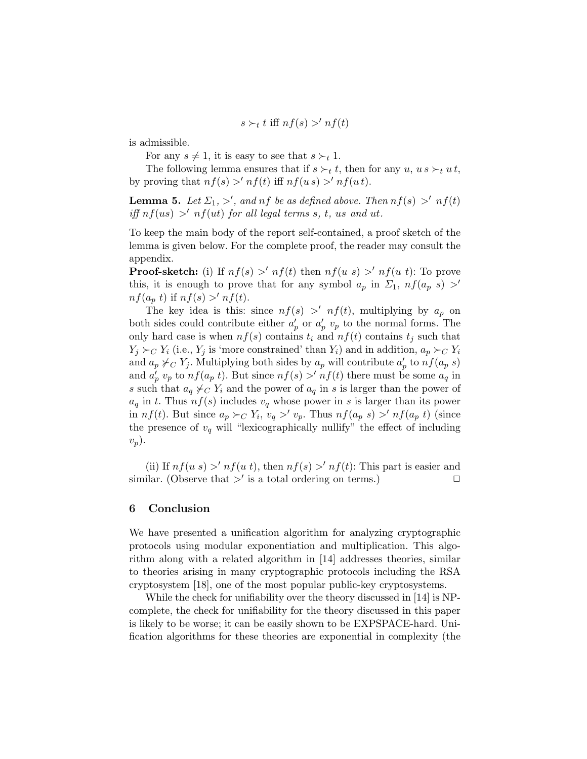$$s \succ_t t \text{ iff } nf(s) >' nf(t)$$

is admissible.

For any $s \neq 1$, it is easy to see that $s \succ_t 1$.

The following lemma ensures that if $s \succ_t t$, then for any $u$, $u\, s \succ_t u\, t$, by proving that $nf(s) >' nf(t)$ iff $nf(u\, s) >' nf(u\, t)$.

**Lemma 5.** *Let $\Sigma_1$, $>'$, and $nf$ be as defined above. Then $nf(s) >' nf(t)$ iff $nf(us) >' nf(ut)$ for all legal terms $s$, $t$, $us$ and $ut$.*

To keep the main body of the report self-contained, a proof sketch of the lemma is given below. For the complete proof, the reader may consult the appendix.

**Proof-sketch:** (i) If $nf(s) >' nf(t)$ then $nf(u\ s) >' nf(u\ t)$: To prove this, it is enough to prove that for any symbol $a_p$ in $\Sigma_1$, $nf(a_p\ s) >' nf(a_p\ t)$ if $nf(s) >' nf(t)$.

The key idea is this: since $nf(s) >' nf(t)$, multiplying by $a_p$ on both sides could contribute either $a'_p$ or $a'_p\ v_p$ to the normal forms. The only hard case is when $nf(s)$ contains $t_i$ and $nf(t)$ contains $t_j$ such that $Y_j \succ_C Y_i$ (i.e., $Y_j$ is 'more constrained' than $Y_i$) and in addition, $a_p \succ_C Y_i$ and $a_p \not\succ_C Y_j$. Multiplying both sides by $a_p$ will contribute $a'_p$ to $nf(a_p\ s)$ and $a'_p\ v_p$ to $nf(a_p\ t)$. But since $nf(s) >' nf(t)$ there must be some $a_q$ in $s$ such that $a_q \not\succ_C Y_i$ and the power of $a_q$ in $s$ is larger than the power of $a_q$ in $t$. Thus $nf(s)$ includes $v_q$ whose power in $s$ is larger than its power in $nf(t)$. But since $a_p \succ_C Y_i$, $v_q >' v_p$. Thus $nf(a_p\ s) >' nf(a_p\ t)$ (since the presence of $v_q$ will "lexicographically nullify" the effect of including $v_p$).

(ii) If $nf(u\ s) >' nf(u\ t)$, then $nf(s) >' nf(t)$: This part is easier and similar. (Observe that $>'$ is a total ordering on terms.) □

## 6 Conclusion

We have presented a unification algorithm for analyzing cryptographic protocols using modular exponentiation and multiplication. This algorithm along with a related algorithm in [14] addresses theories, similar to theories arising in many cryptographic protocols including the RSA cryptosystem [18], one of the most popular public-key cryptosystems.

While the check for unifiability over the theory discussed in [14] is NP-complete, the check for unifiability for the theory discussed in this paper is likely to be worse; it can be easily shown to be EXPSPACE-hard. Unification algorithms for these theories are exponential in complexity (the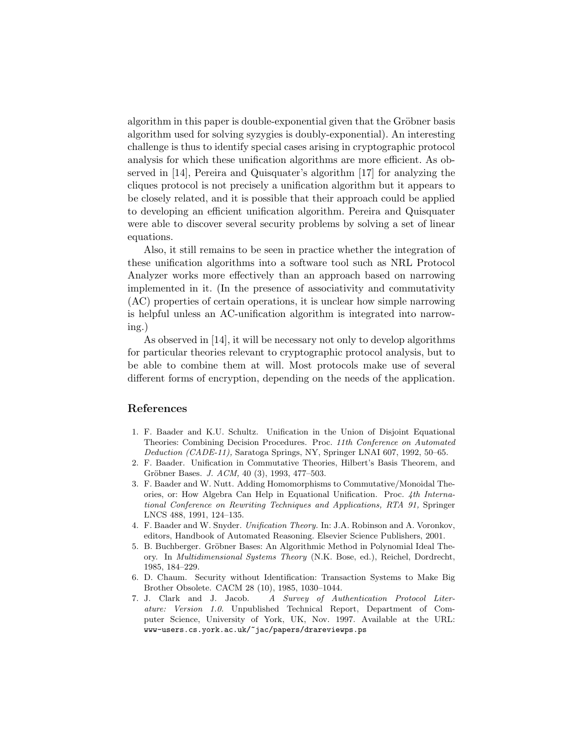algorithm in this paper is double-exponential given that the Gröbner basis algorithm used for solving syzygies is doubly-exponential). An interesting challenge is thus to identify special cases arising in cryptographic protocol analysis for which these unification algorithms are more efficient. As observed in [14], Pereira and Quisquater's algorithm [17] for analyzing the cliques protocol is not precisely a unification algorithm but it appears to be closely related, and it is possible that their approach could be applied to developing an efficient unification algorithm. Pereira and Quisquater were able to discover several security problems by solving a set of linear equations.

Also, it still remains to be seen in practice whether the integration of these unification algorithms into a software tool such as NRL Protocol Analyzer works more effectively than an approach based on narrowing implemented in it. (In the presence of associativity and commutativity (AC) properties of certain operations, it is unclear how simple narrowing is helpful unless an AC-unification algorithm is integrated into narrowing.)

As observed in [14], it will be necessary not only to develop algorithms for particular theories relevant to cryptographic protocol analysis, but to be able to combine them at will. Most protocols make use of several different forms of encryption, depending on the needs of the application.

## References

1. F. Baader and K.U. Schultz. Unification in the Union of Disjoint Equational Theories: Combining Decision Procedures. Proc. *11th Conference on Automated Deduction (CADE-11),* Saratoga Springs, NY, Springer LNAI 607, 1992, 50–65.
2. F. Baader. Unification in Commutative Theories, Hilbert's Basis Theorem, and Gröbner Bases. *J. ACM,* 40 (3), 1993, 477–503.
3. F. Baader and W. Nutt. Adding Homomorphisms to Commutative/Monoidal Theories, or: How Algebra Can Help in Equational Unification. Proc. *4th International Conference on Rewriting Techniques and Applications, RTA 91,* Springer LNCS 488, 1991, 124–135.
4. F. Baader and W. Snyder. *Unification Theory.* In: J.A. Robinson and A. Voronkov, editors, Handbook of Automated Reasoning. Elsevier Science Publishers, 2001.
5. B. Buchberger. Gröbner Bases: An Algorithmic Method in Polynomial Ideal Theory. In *Multidimensional Systems Theory* (N.K. Bose, ed.), Reichel, Dordrecht, 1985, 184–229.
6. D. Chaum. Security without Identification: Transaction Systems to Make Big Brother Obsolete. CACM 28 (10), 1985, 1030–1044.
7. J. Clark and J. Jacob. *A Survey of Authentication Protocol Literature: Version 1.0.* Unpublished Technical Report, Department of Computer Science, University of York, UK, Nov. 1997. Available at the URL: www-users.cs.york.ac.uk/~jac/papers/drareviewps.ps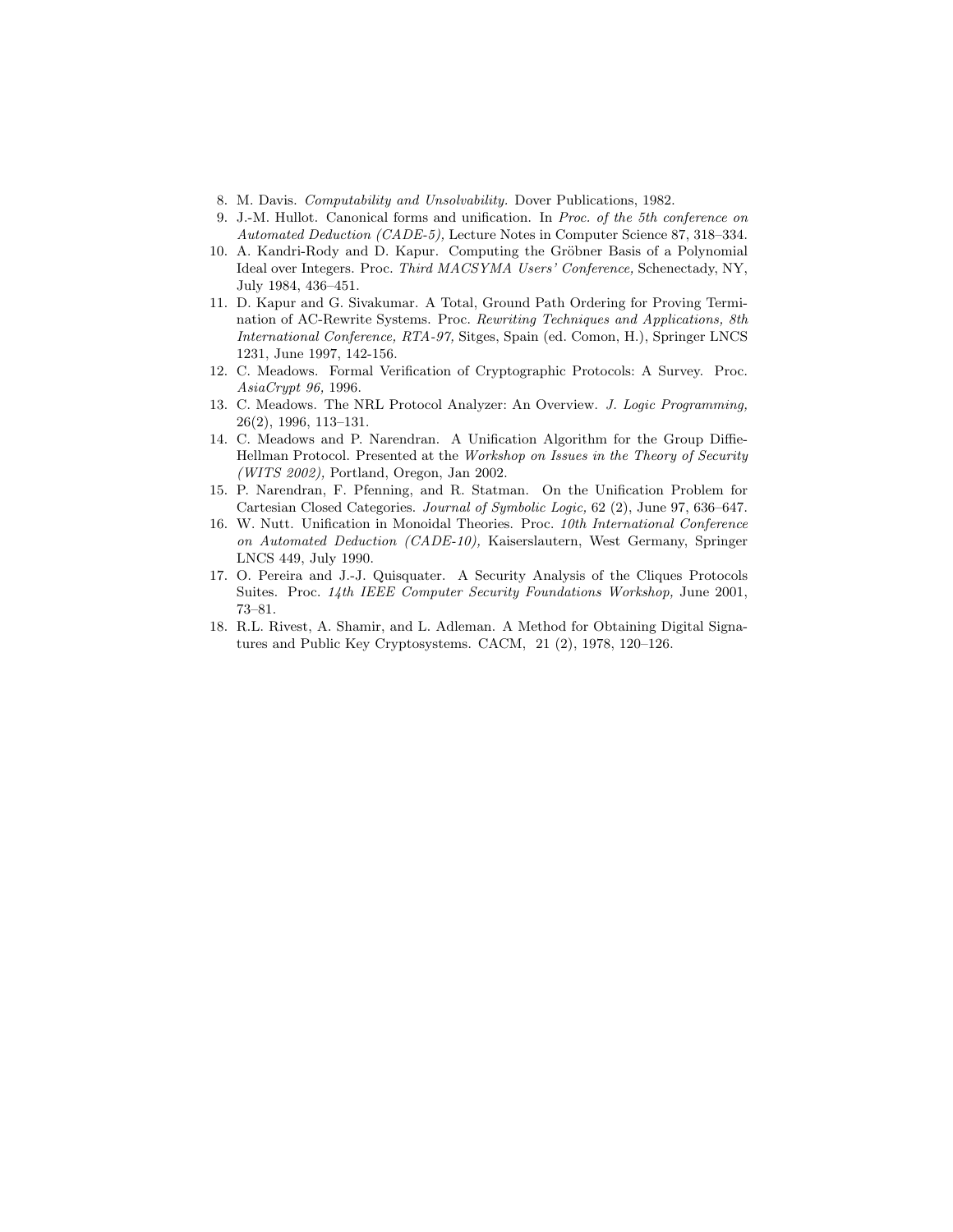8. M. Davis. *Computability and Unsolvability.* Dover Publications, 1982.
9. J.-M. Hullot. Canonical forms and unification. In *Proc. of the 5th conference on Automated Deduction (CADE-5),* Lecture Notes in Computer Science 87, 318–334.
10. A. Kandri-Rody and D. Kapur. Computing the Gröbner Basis of a Polynomial Ideal over Integers. Proc. *Third MACSYMA Users' Conference,* Schenectady, NY, July 1984, 436–451.
11. D. Kapur and G. Sivakumar. A Total, Ground Path Ordering for Proving Termination of AC-Rewrite Systems. Proc. *Rewriting Techniques and Applications, 8th International Conference, RTA-97,* Sitges, Spain (ed. Comon, H.), Springer LNCS 1231, June 1997, 142-156.
12. C. Meadows. Formal Verification of Cryptographic Protocols: A Survey. Proc. *AsiaCrypt 96,* 1996.
13. C. Meadows. The NRL Protocol Analyzer: An Overview. *J. Logic Programming,* 26(2), 1996, 113–131.
14. C. Meadows and P. Narendran. A Unification Algorithm for the Group Diffie-Hellman Protocol. Presented at the *Workshop on Issues in the Theory of Security (WITS 2002),* Portland, Oregon, Jan 2002.
15. P. Narendran, F. Pfenning, and R. Statman. On the Unification Problem for Cartesian Closed Categories. *Journal of Symbolic Logic,* 62 (2), June 97, 636–647.
16. W. Nutt. Unification in Monoidal Theories. Proc. *10th International Conference on Automated Deduction (CADE-10),* Kaiserslautern, West Germany, Springer LNCS 449, July 1990.
17. O. Pereira and J.-J. Quisquater. A Security Analysis of the Cliques Protocols Suites. Proc. *14th IEEE Computer Security Foundations Workshop,* June 2001, 73–81.
18. R.L. Rivest, A. Shamir, and L. Adleman. A Method for Obtaining Digital Signatures and Public Key Cryptosystems. CACM, 21 (2), 1978, 120–126.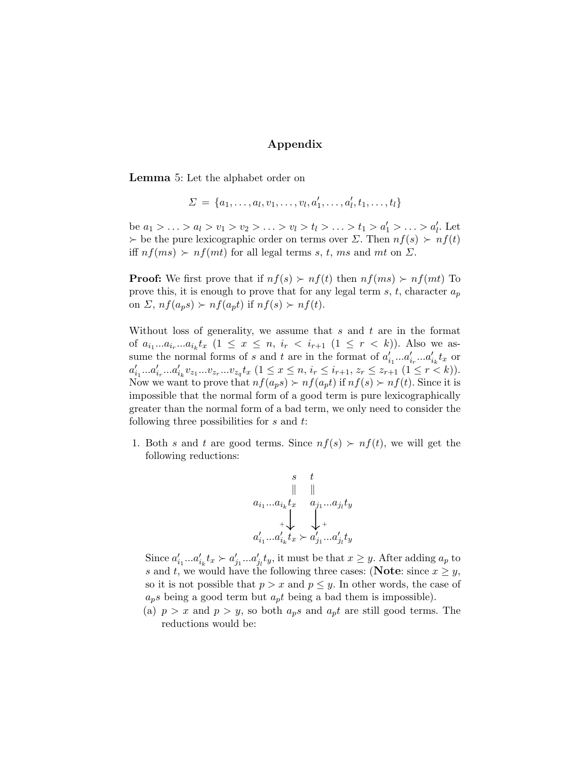## Appendix

**Lemma** 5: Let the alphabet order on

$$\Sigma = \{a_1, \ldots, a_l, v_1, \ldots, v_l, a'_1, \ldots, a'_l, t_1, \ldots, t_l\}$$

be $a_1 > \ldots > a_l > v_1 > v_2 > \ldots > v_l > t_l > \ldots > t_1 > a'_1 > \ldots > a'_l$. Let $\succ$ be the pure lexicographic order on terms over $\Sigma$. Then $nf(s) \succ nf(t)$ iff $nf(ms) \succ nf(mt)$ for all legal terms $s$, $t$, $ms$ and $mt$ on $\Sigma$.

**Proof:** We first prove that if $nf(s) \succ nf(t)$ then $nf(ms) \succ nf(mt)$ To prove this, it is enough to prove that for any legal term $s$, $t$, character $a_p$ on $\Sigma$, $nf(a_p s) \succ nf(a_p t)$ if $nf(s) \succ nf(t)$.

Without loss of generality, we assume that $s$ and $t$ are in the format of $a_{i_1}...a_{i_r}...a_{i_k}t_x$ $(1 \leq x \leq n,\ i_r < i_{r+1}\ (1 \leq r < k))$. Also we assume the normal forms of $s$ and $t$ are in the format of $a'_{i_1}...a'_{i_r}...a'_{i_k}t_x$ or $a'_{i_1}...a'_{i_r}...a'_{i_k}v_{z_1}...v_{z_r}...v_{z_q}t_x$ $(1 \leq x \leq n,\ i_r \leq i_{r+1},\ z_r \leq z_{r+1}\ (1 \leq r < k))$. Now we want to prove that $nf(a_p s) \succ nf(a_p t)$ if $nf(s) \succ nf(t)$. Since it is impossible that the normal form of a good term is pure lexicographically greater than the normal form of a bad term, we only need to consider the following three possibilities for $s$ and $t$:

1. Both $s$ and $t$ are good terms. Since $nf(s) \succ nf(t)$, we will get the following reductions:

$$\begin{array}{ccc} s & & t \\ \| & & \| \\ a_{i_1}...a_{i_k}t_x & & a_{j_1}...a_{j_l}t_y \\ \downarrow^{+} & & \downarrow^{+} \\ a'_{i_1}...a'_{i_k}t_x & \succ & a'_{j_1}...a'_{j_l}t_y \end{array}$$

   Since $a'_{i_1}...a'_{i_k}t_x \succ a'_{j_1}...a'_{j_l}t_y$, it must be that $x \geq y$. After adding $a_p$ to $s$ and $t$, we would have the following three cases: (**Note**: since $x \geq y$, so it is not possible that $p > x$ and $p \leq y$. In other words, the case of $a_p s$ being a good term but $a_p t$ being a bad them is impossible).

   (a) $p > x$ and $p > y$, so both $a_p s$ and $a_p t$ are still good terms. The reductions would be: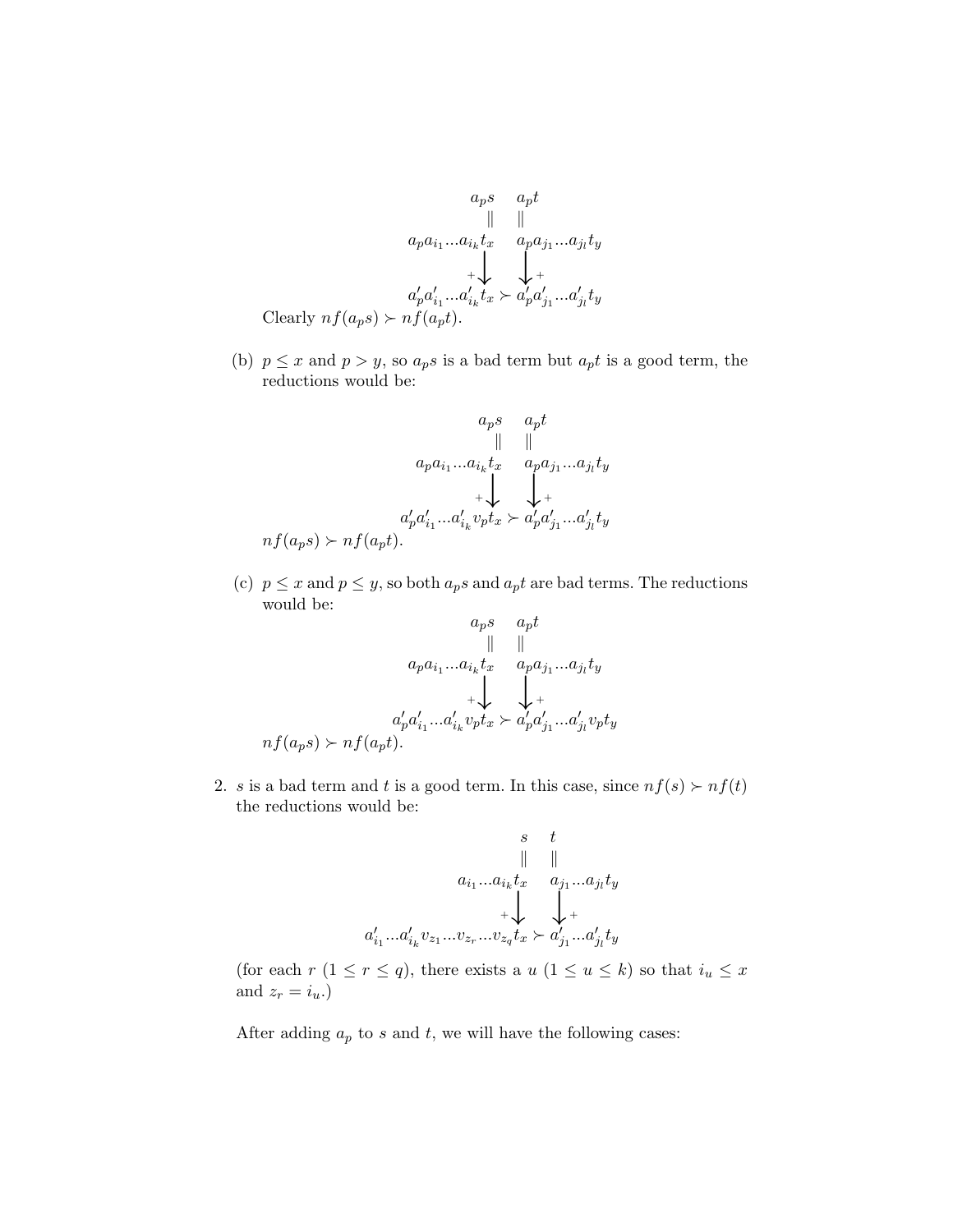$$
\begin{array}{ccc}
a_p s & & a_p t \\
\| & & \| \\
a_p a_{i_1} ... a_{i_k} t_x & & a_p a_{j_1} ... a_{j_l} t_y \\
{}^{+}\big\downarrow & & \big\downarrow{}^{+} \\
a'_p a'_{i_1} ... a'_{i_k} t_x & \succ & a'_p a'_{j_1} ... a'_{j_l} t_y
\end{array}
$$

Clearly $nf(a_p s) \succ nf(a_p t)$.

(b) $p \leq x$ and $p > y$, so $a_p s$ is a bad term but $a_p t$ is a good term, the reductions would be:

$$
\begin{array}{ccc}
a_p s & & a_p t \\
\| & & \| \\
a_p a_{i_1} ... a_{i_k} t_x & & a_p a_{j_1} ... a_{j_l} t_y \\
{}^{+}\big\downarrow & & \big\downarrow{}^{+} \\
a'_p a'_{i_1} ... a'_{i_k} v_p t_x & \succ & a'_p a'_{j_1} ... a'_{j_l} t_y
\end{array}
$$

$nf(a_p s) \succ nf(a_p t)$.

(c) $p \leq x$ and $p \leq y$, so both $a_p s$ and $a_p t$ are bad terms. The reductions would be:

$$
\begin{array}{ccc}
a_p s & & a_p t \\
\| & & \| \\
a_p a_{i_1} ... a_{i_k} t_x & & a_p a_{j_1} ... a_{j_l} t_y \\
{}^{+}\big\downarrow & & \big\downarrow{}^{+} \\
a'_p a'_{i_1} ... a'_{i_k} v_p t_x & \succ & a'_p a'_{j_1} ... a'_{j_l} v_p t_y
\end{array}
$$

$nf(a_p s) \succ nf(a_p t)$.

2. $s$ is a bad term and $t$ is a good term. In this case, since $nf(s) \succ nf(t)$ the reductions would be:

$$
\begin{array}{ccc}
s & & t \\
\| & & \| \\
a_{i_1} ... a_{i_k} t_x & & a_{j_1} ... a_{j_l} t_y \\
{}^{+}\big\downarrow & & \big\downarrow{}^{+} \\
a'_{i_1} ... a'_{i_k} v_{z_1} ... v_{z_r} ... v_{z_q} t_x & \succ & a'_{j_1} ... a'_{j_l} t_y
\end{array}
$$

(for each $r$ ($1 \leq r \leq q$), there exists a $u$ ($1 \leq u \leq k$) so that $i_u \leq x$ and $z_r = i_u$.)

After adding $a_p$ to $s$ and $t$, we will have the following cases: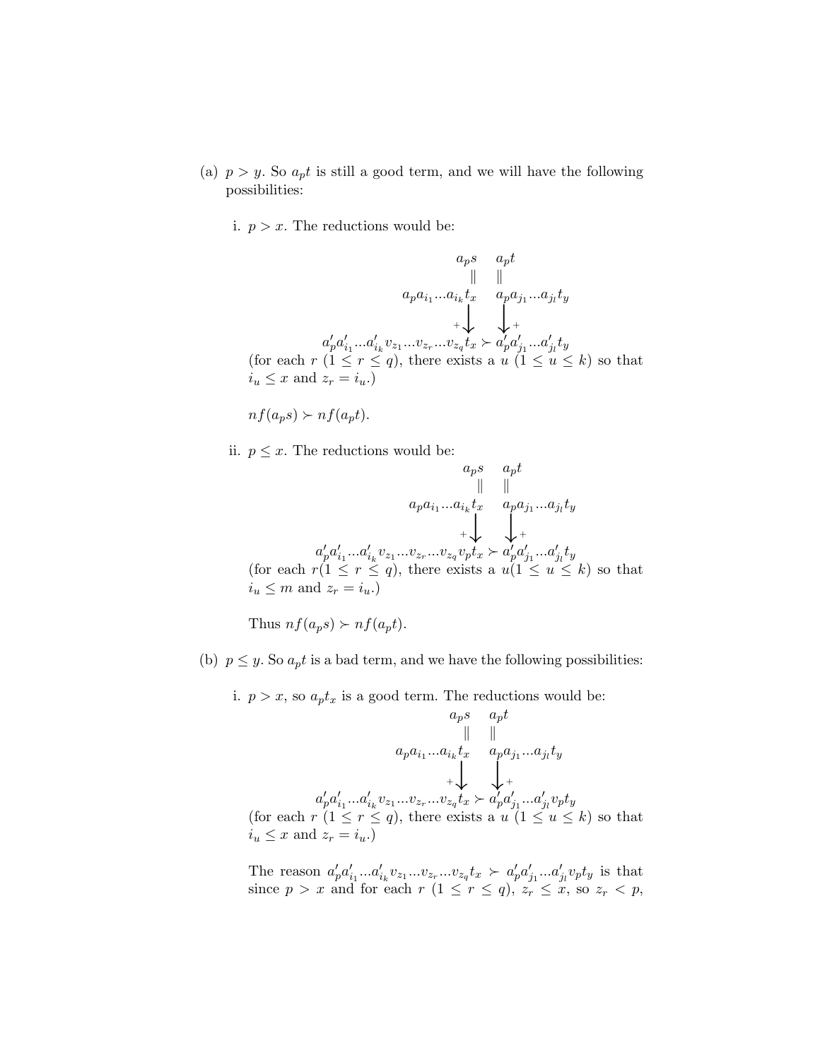(a) $p > y$. So $a_p t$ is still a good term, and we will have the following possibilities:

   i. $p > x$. The reductions would be:

$$\begin{array}{ccc} & a_p s & a_p t \\ & \| & \| \\ & a_p a_{i_1} ... a_{i_k} t_x & a_p a_{j_1} ... a_{j_l} t_y \\ & \downarrow^{+} & \downarrow^{+} \\ a'_p a'_{i_1} ... a'_{i_k} v_{z_1} ... v_{z_r} ... v_{z_q} t_x & \succ & a'_p a'_{j_1} ... a'_{j_l} t_y \end{array}$$

   (for each $r$ $(1 \leq r \leq q)$, there exists a $u$ $(1 \leq u \leq k)$ so that $i_u \leq x$ and $z_r = i_u$.)

   $nf(a_p s) \succ nf(a_p t)$.

   ii. $p \leq x$. The reductions would be:

$$\begin{array}{ccc} & a_p s & a_p t \\ & \| & \| \\ & a_p a_{i_1} ... a_{i_k} t_x & a_p a_{j_1} ... a_{j_l} t_y \\ & \downarrow^{+} & \downarrow^{+} \\ a'_p a'_{i_1} ... a'_{i_k} v_{z_1} ... v_{z_r} ... v_{z_q} v_p t_x & \succ & a'_p a'_{j_1} ... a'_{j_l} t_y \end{array}$$

   (for each $r(1 \leq r \leq q)$, there exists a $u(1 \leq u \leq k)$ so that $i_u \leq m$ and $z_r = i_u$.)

   Thus $nf(a_p s) \succ nf(a_p t)$.

(b) $p \leq y$. So $a_p t$ is a bad term, and we have the following possibilities:

   i. $p > x$, so $a_p t_x$ is a good term. The reductions would be:

$$\begin{array}{ccc} & a_p s & a_p t \\ & \| & \| \\ & a_p a_{i_1} ... a_{i_k} t_x & a_p a_{j_1} ... a_{j_l} t_y \\ & \downarrow^{+} & \downarrow^{+} \\ a'_p a'_{i_1} ... a'_{i_k} v_{z_1} ... v_{z_r} ... v_{z_q} t_x & \succ & a'_p a'_{j_1} ... a'_{j_l} v_p t_y \end{array}$$

   (for each $r$ $(1 \leq r \leq q)$, there exists a $u$ $(1 \leq u \leq k)$ so that $i_u \leq x$ and $z_r = i_u$.)

   The reason $a'_p a'_{i_1} ... a'_{i_k} v_{z_1} ... v_{z_r} ... v_{z_q} t_x \succ a'_p a'_{j_1} ... a'_{j_l} v_p t_y$ is that since $p > x$ and for each $r$ $(1 \leq r \leq q)$, $z_r \leq x$, so $z_r < p$,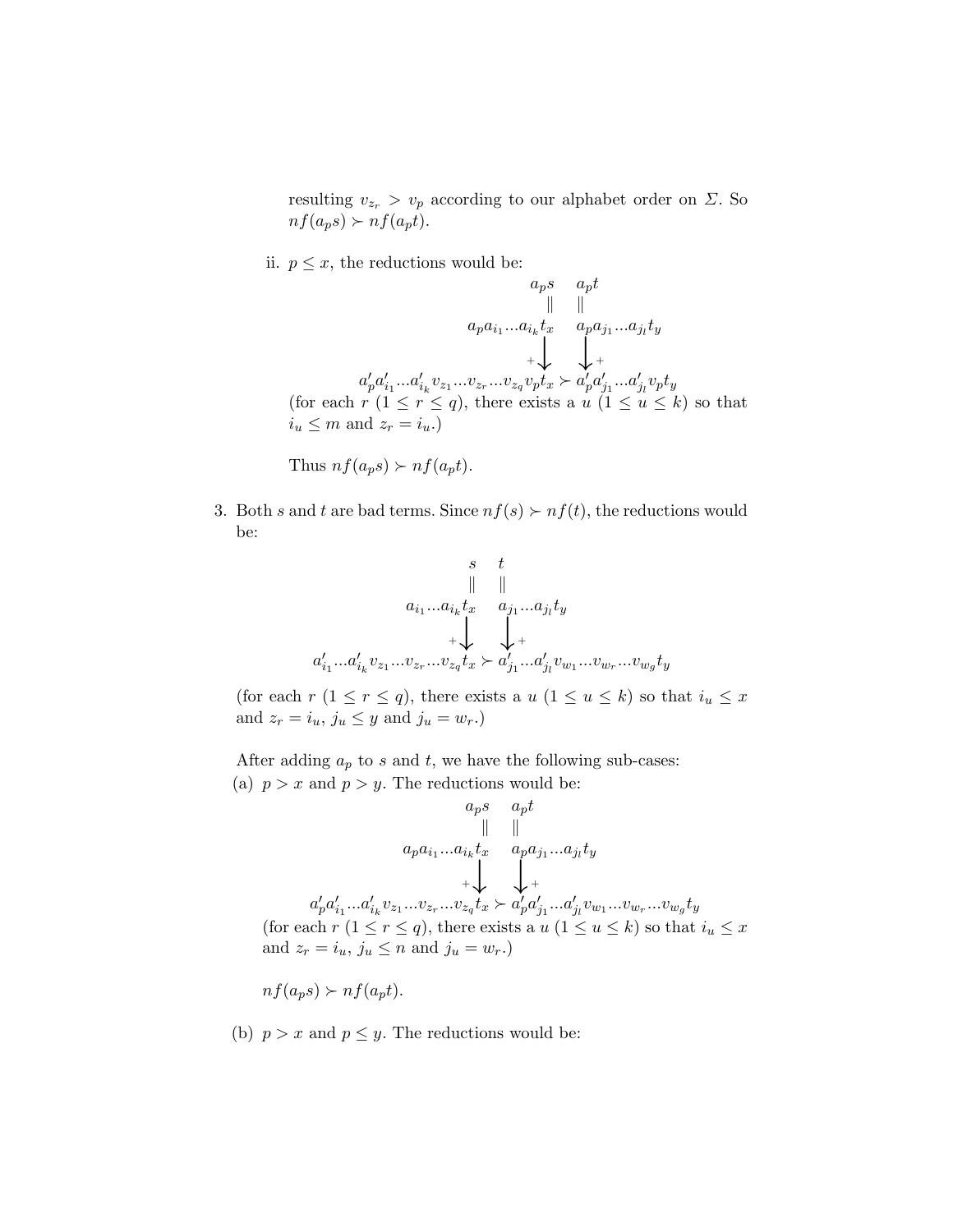resulting $v_{z_r} > v_p$ according to our alphabet order on $\Sigma$. So $nf(a_p s) \succ nf(a_p t)$.

ii. $p \leq x$, the reductions would be:

$$
\begin{array}{ccc}
 & a_p s & a_p t \\
 & \| & \| \\
 & a_p a_{i_1} ... a_{i_k} t_x & a_p a_{j_1} ... a_{j_l} t_y \\
 & \downarrow^{+} & \downarrow^{+} \\
a'_p a'_{i_1} ... a'_{i_k} v_{z_1} ... v_{z_r} ... v_{z_q} v_p t_x & \succ & a'_p a'_{j_1} ... a'_{j_l} v_p t_y
\end{array}
$$

(for each $r$ ($1 \leq r \leq q$), there exists a $u$ ($1 \leq u \leq k$) so that $i_u \leq m$ and $z_r = i_u$.)

Thus $nf(a_p s) \succ nf(a_p t)$.

3. Both $s$ and $t$ are bad terms. Since $nf(s) \succ nf(t)$, the reductions would be:

$$
\begin{array}{ccc}
 & s & t \\
 & \| & \| \\
 & a_{i_1} ... a_{i_k} t_x & a_{j_1} ... a_{j_l} t_y \\
 & \downarrow^{+} & \downarrow^{+} \\
a'_{i_1} ... a'_{i_k} v_{z_1} ... v_{z_r} ... v_{z_q} t_x & \succ & a'_{j_1} ... a'_{j_l} v_{w_1} ... v_{w_r} ... v_{w_g} t_y
\end{array}
$$

(for each $r$ ($1 \leq r \leq q$), there exists a $u$ ($1 \leq u \leq k$) so that $i_u \leq x$ and $z_r = i_u$, $j_u \leq y$ and $j_u = w_r$.)

After adding $a_p$ to $s$ and $t$, we have the following sub-cases:

(a) $p > x$ and $p > y$. The reductions would be:

$$
\begin{array}{ccc}
 & a_p s & a_p t \\
 & \| & \| \\
 & a_p a_{i_1} ... a_{i_k} t_x & a_p a_{j_1} ... a_{j_l} t_y \\
 & \downarrow^{+} & \downarrow^{+} \\
a'_p a'_{i_1} ... a'_{i_k} v_{z_1} ... v_{z_r} ... v_{z_q} t_x & \succ & a'_p a'_{j_1} ... a'_{j_l} v_{w_1} ... v_{w_r} ... v_{w_g} t_y
\end{array}
$$

(for each $r$ ($1 \leq r \leq q$), there exists a $u$ ($1 \leq u \leq k$) so that $i_u \leq x$ and $z_r = i_u$, $j_u \leq n$ and $j_u = w_r$.)

$nf(a_p s) \succ nf(a_p t)$.

(b) $p > x$ and $p \leq y$. The reductions would be: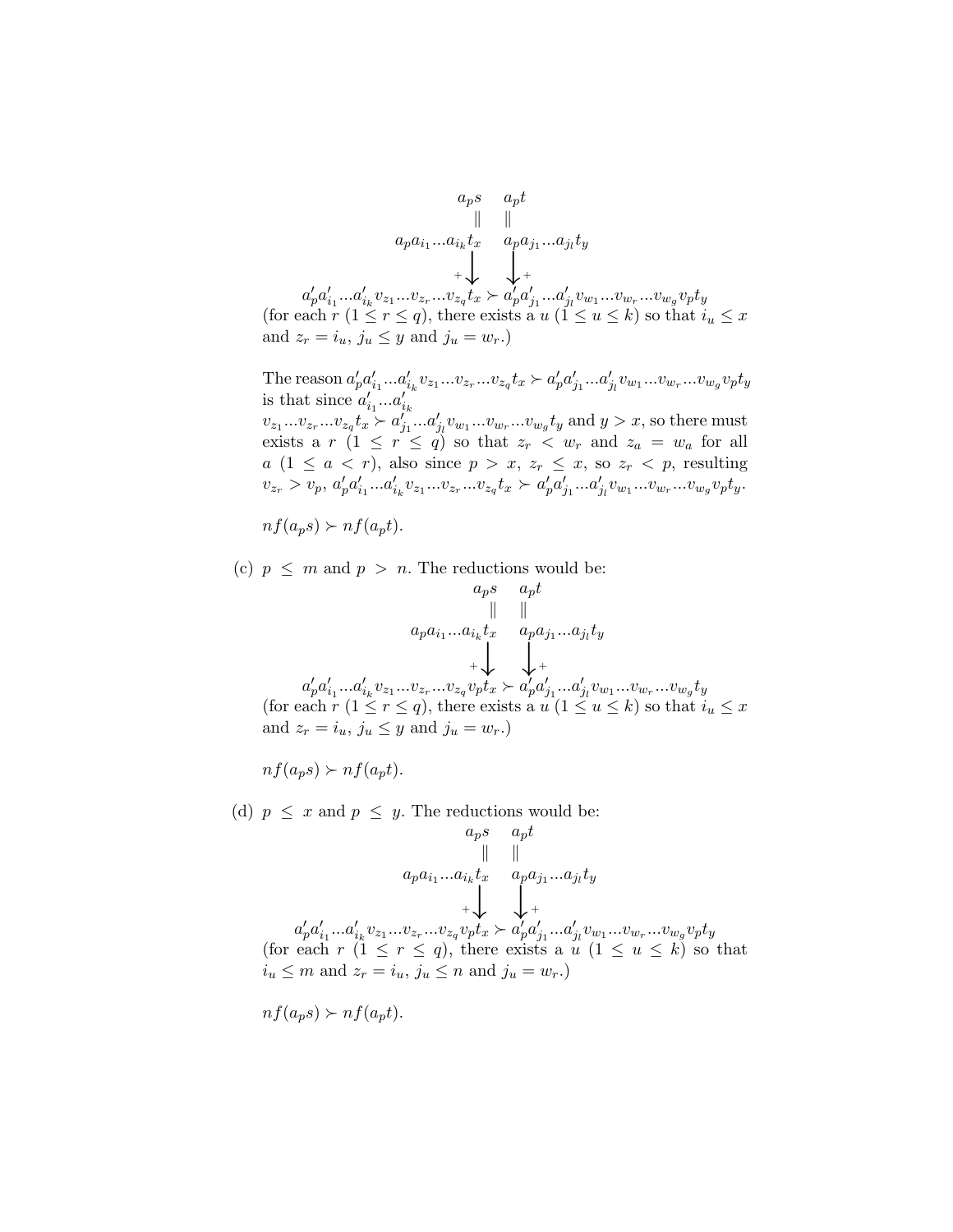$$
\begin{array}{ccc}
 & a_p s & a_p t \\
 & \| & \| \\
 & a_p a_{i_1} ... a_{i_k} t_x & a_p a_{j_1} ... a_{j_l} t_y \\
 & \downarrow + & \downarrow + \\
a'_p a'_{i_1} ... a'_{i_k} v_{z_1} ... v_{z_r} ... v_{z_q} t_x & \succ & a'_p a'_{j_1} ... a'_{j_l} v_{w_1} ... v_{w_r} ... v_{w_g} v_p t_y
\end{array}
$$

(for each $r$ $(1 \leq r \leq q)$, there exists a $u$ $(1 \leq u \leq k)$ so that $i_u \leq x$ and $z_r = i_u$, $j_u \leq y$ and $j_u = w_r$.)

The reason $a'_p a'_{i_1} ... a'_{i_k} v_{z_1} ... v_{z_r} ... v_{z_q} t_x \succ a'_p a'_{j_1} ... a'_{j_l} v_{w_1} ... v_{w_r} ... v_{w_g} v_p t_y$ is that since $a'_{i_1} ... a'_{i_k}$ $v_{z_1} ... v_{z_r} ... v_{z_q} t_x \succ a'_{j_1} ... a'_{j_l} v_{w_1} ... v_{w_r} ... v_{w_g} t_y$ and $y > x$, so there must exists a $r$ $(1 \leq r \leq q)$ so that $z_r < w_r$ and $z_a = w_a$ for all $a$ $(1 \leq a < r)$, also since $p > x$, $z_r \leq x$, so $z_r < p$, resulting $v_{z_r} > v_p$, $a'_p a'_{i_1} ... a'_{i_k} v_{z_1} ... v_{z_r} ... v_{z_q} t_x \succ a'_p a'_{j_1} ... a'_{j_l} v_{w_1} ... v_{w_r} ... v_{w_g} v_p t_y$.

$nf(a_p s) \succ nf(a_p t)$.

(c) $p \leq m$ and $p > n$. The reductions would be:

$$
\begin{array}{ccc}
 & a_p s & a_p t \\
 & \| & \| \\
 & a_p a_{i_1} ... a_{i_k} t_x & a_p a_{j_1} ... a_{j_l} t_y \\
 & \downarrow + & \downarrow + \\
a'_p a'_{i_1} ... a'_{i_k} v_{z_1} ... v_{z_r} ... v_{z_q} v_p t_x & \succ & a'_p a'_{j_1} ... a'_{j_l} v_{w_1} ... v_{w_r} ... v_{w_g} t_y
\end{array}
$$

(for each $r$ $(1 \leq r \leq q)$, there exists a $u$ $(1 \leq u \leq k)$ so that $i_u \leq x$ and $z_r = i_u$, $j_u \leq y$ and $j_u = w_r$.)

$nf(a_p s) \succ nf(a_p t)$.

(d) $p \leq x$ and $p \leq y$. The reductions would be:

$$
\begin{array}{ccc}
 & a_p s & a_p t \\
 & \| & \| \\
 & a_p a_{i_1} ... a_{i_k} t_x & a_p a_{j_1} ... a_{j_l} t_y \\
 & \downarrow + & \downarrow + \\
a'_p a'_{i_1} ... a'_{i_k} v_{z_1} ... v_{z_r} ... v_{z_q} v_p t_x & \succ & a'_p a'_{j_1} ... a'_{j_l} v_{w_1} ... v_{w_r} ... v_{w_g} v_p t_y
\end{array}
$$

(for each $r$ $(1 \leq r \leq q)$, there exists a $u$ $(1 \leq u \leq k)$ so that $i_u \leq m$ and $z_r = i_u$, $j_u \leq n$ and $j_u = w_r$.)

$nf(a_p s) \succ nf(a_p t)$.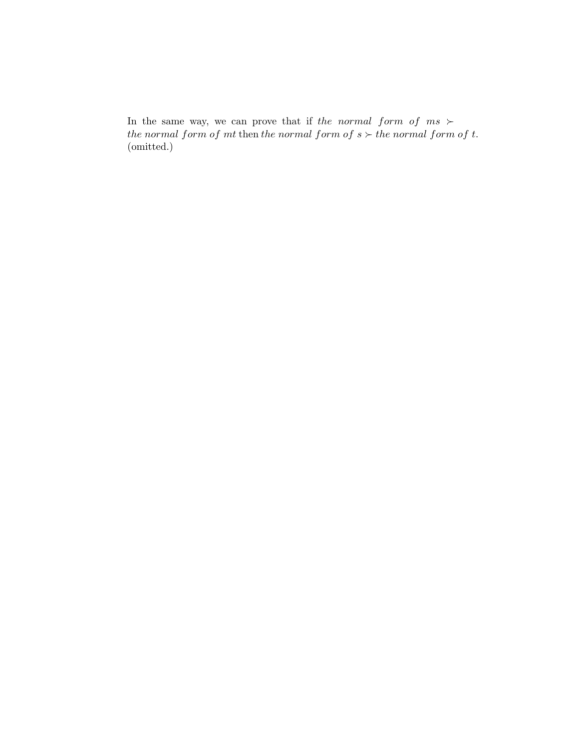In the same way, we can prove that if $\textit{the normal form of } ms \succ \textit{the normal form of } mt$ then $\textit{the normal form of } s \succ \textit{the normal form of } t$. (omitted.)